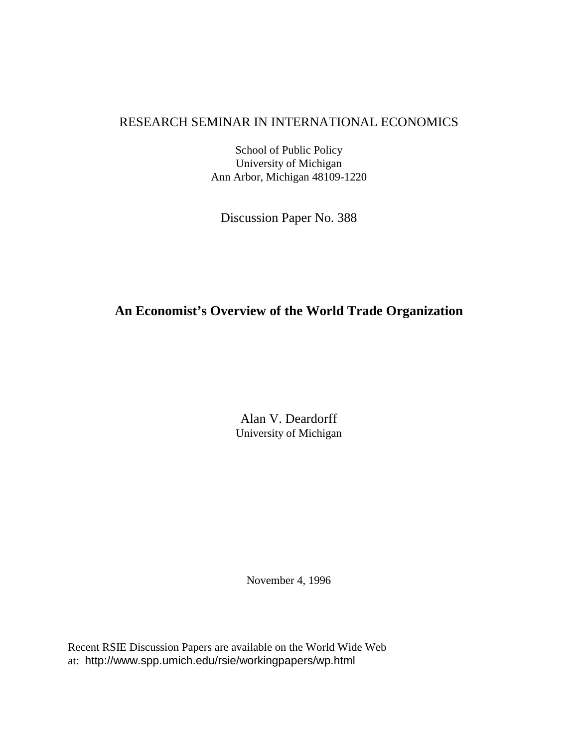RESEARCH SEMINAR IN INTERNATIONAL ECONOMICS

School of Public Policy
University of Michigan
Ann Arbor, Michigan 48109-1220

Discussion Paper No. 388

# An Economist's Overview of the World Trade Organization

Alan V. Deardorff
University of Michigan

November 4, 1996

Recent RSIE Discussion Papers are available on the World Wide Web at: http://www.spp.umich.edu/rsie/workingpapers/wp.html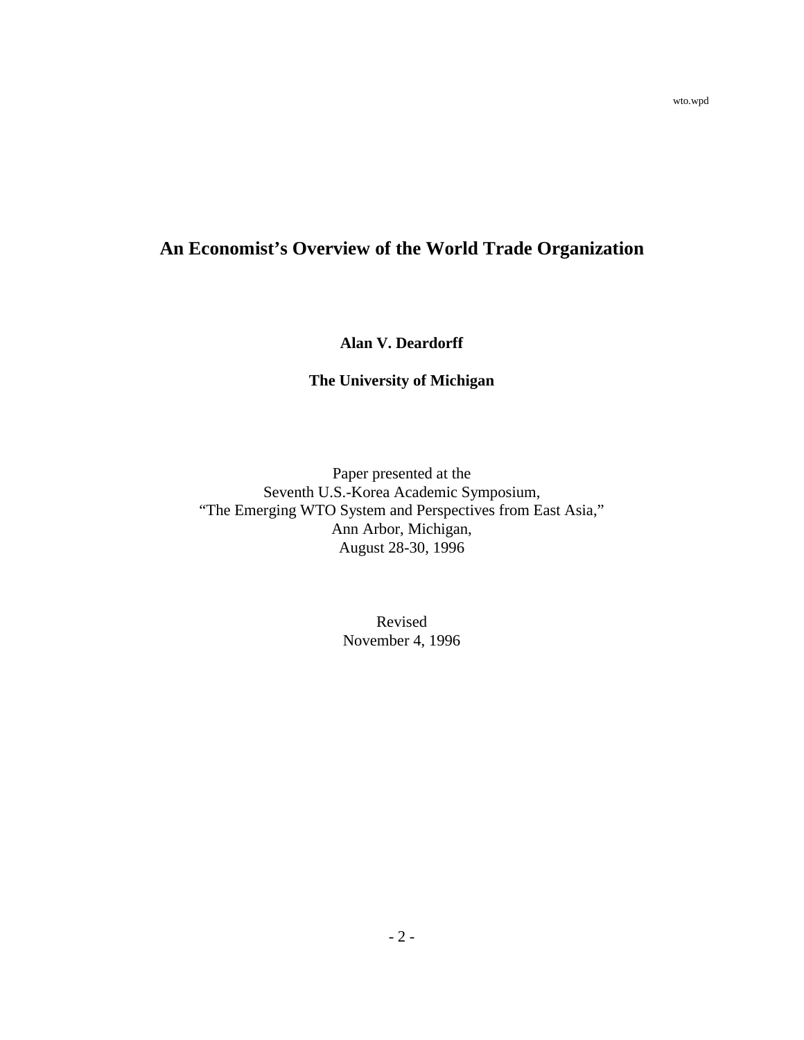wto.wpd

# An Economist's Overview of the World Trade Organization

**Alan V. Deardorff**

**The University of Michigan**

Paper presented at the
Seventh U.S.-Korea Academic Symposium,
"The Emerging WTO System and Perspectives from East Asia,"
Ann Arbor, Michigan,
August 28-30, 1996

Revised
November 4, 1996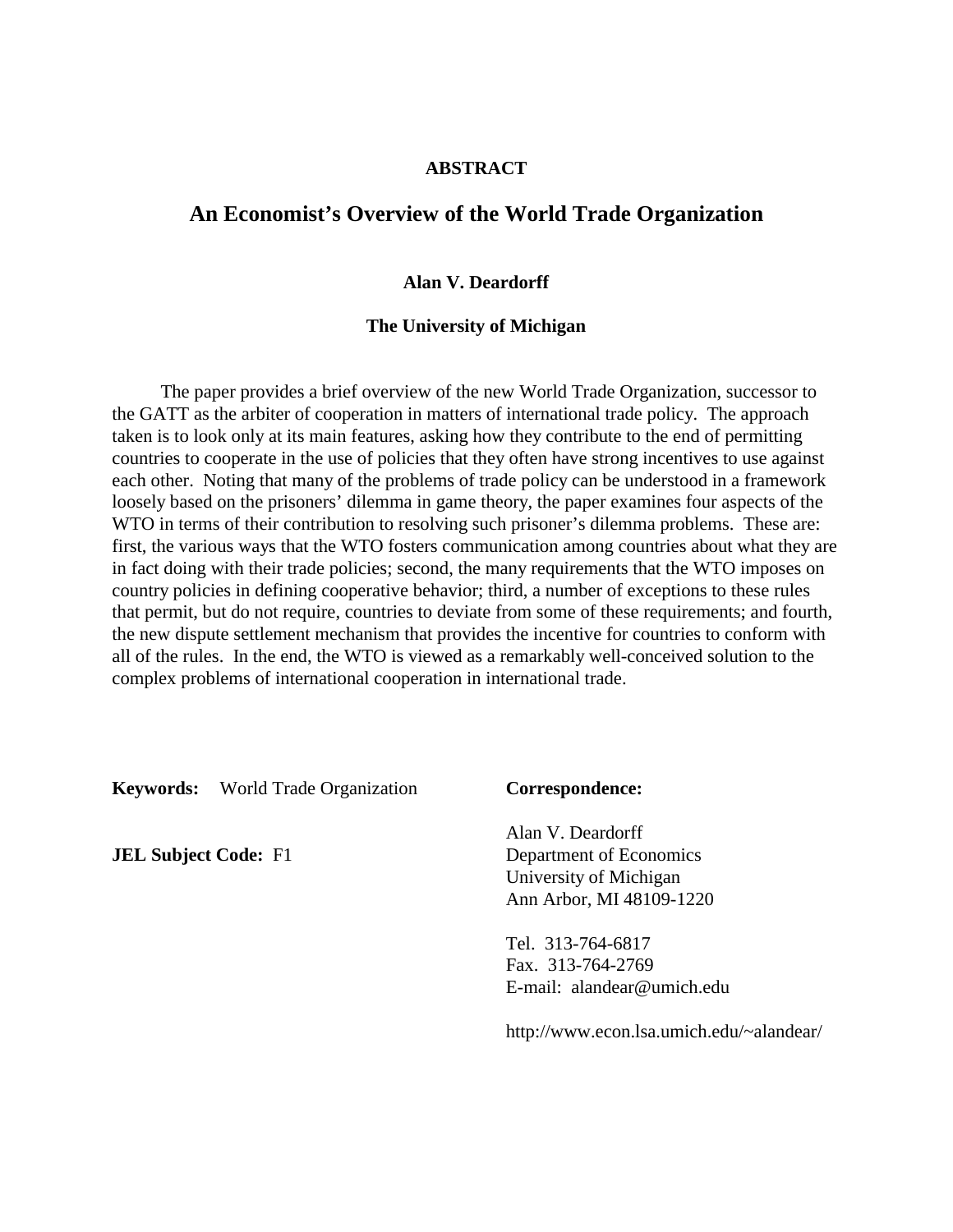**ABSTRACT**

# An Economist's Overview of the World Trade Organization

**Alan V. Deardorff**

**The University of Michigan**

The paper provides a brief overview of the new World Trade Organization, successor to the GATT as the arbiter of cooperation in matters of international trade policy. The approach taken is to look only at its main features, asking how they contribute to the end of permitting countries to cooperate in the use of policies that they often have strong incentives to use against each other. Noting that many of the problems of trade policy can be understood in a framework loosely based on the prisoners' dilemma in game theory, the paper examines four aspects of the WTO in terms of their contribution to resolving such prisoner's dilemma problems. These are: first, the various ways that the WTO fosters communication among countries about what they are in fact doing with their trade policies; second, the many requirements that the WTO imposes on country policies in defining cooperative behavior; third, a number of exceptions to these rules that permit, but do not require, countries to deviate from some of these requirements; and fourth, the new dispute settlement mechanism that provides the incentive for countries to conform with all of the rules. In the end, the WTO is viewed as a remarkably well-conceived solution to the complex problems of international cooperation in international trade.

**Keywords:** World Trade Organization

**JEL Subject Code:** F1

**Correspondence:**

Alan V. Deardorff
Department of Economics
University of Michigan
Ann Arbor, MI 48109-1220

Tel. 313-764-6817
Fax. 313-764-2769
E-mail: alandear@umich.edu

http://www.econ.lsa.umich.edu/~alandear/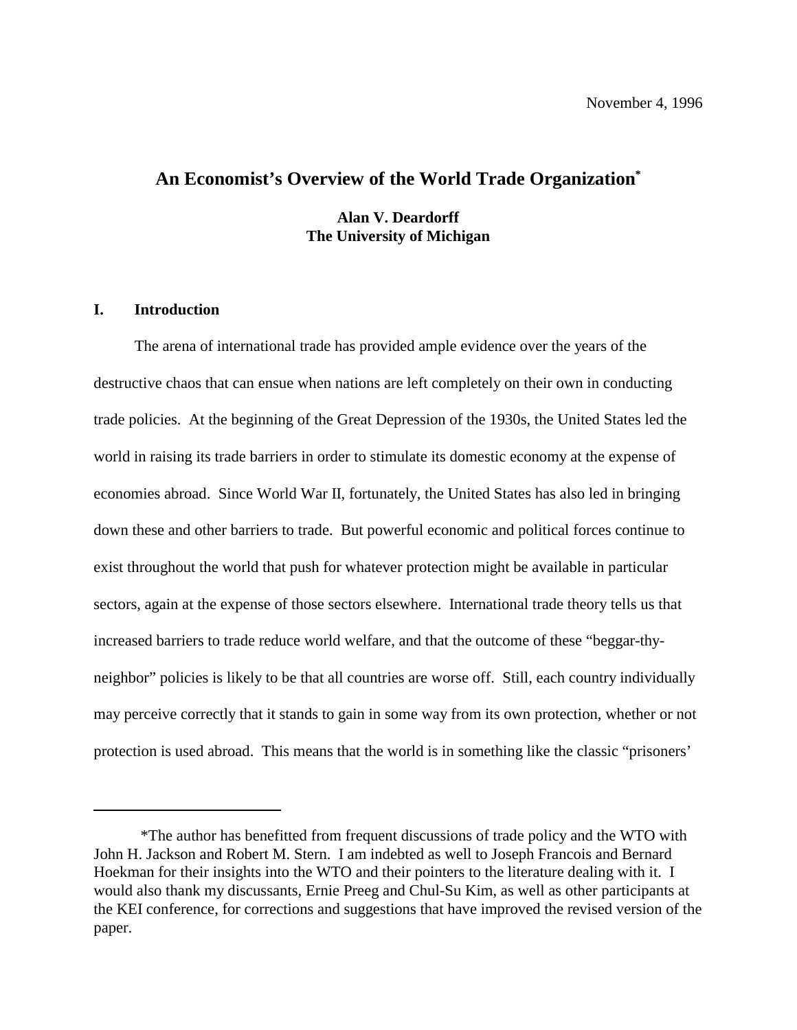November 4, 1996

# An Economist's Overview of the World Trade Organization*

**Alan V. Deardorff**
**The University of Michigan**

## I. Introduction

The arena of international trade has provided ample evidence over the years of the destructive chaos that can ensue when nations are left completely on their own in conducting trade policies. At the beginning of the Great Depression of the 1930s, the United States led the world in raising its trade barriers in order to stimulate its domestic economy at the expense of economies abroad. Since World War II, fortunately, the United States has also led in bringing down these and other barriers to trade. But powerful economic and political forces continue to exist throughout the world that push for whatever protection might be available in particular sectors, again at the expense of those sectors elsewhere. International trade theory tells us that increased barriers to trade reduce world welfare, and that the outcome of these "beggar-thy-neighbor" policies is likely to be that all countries are worse off. Still, each country individually may perceive correctly that it stands to gain in some way from its own protection, whether or not protection is used abroad. This means that the world is in something like the classic "prisoners'

---

*The author has benefitted from frequent discussions of trade policy and the WTO with John H. Jackson and Robert M. Stern. I am indebted as well to Joseph Francois and Bernard Hoekman for their insights into the WTO and their pointers to the literature dealing with it. I would also thank my discussants, Ernie Preeg and Chul-Su Kim, as well as other participants at the KEI conference, for corrections and suggestions that have improved the revised version of the paper.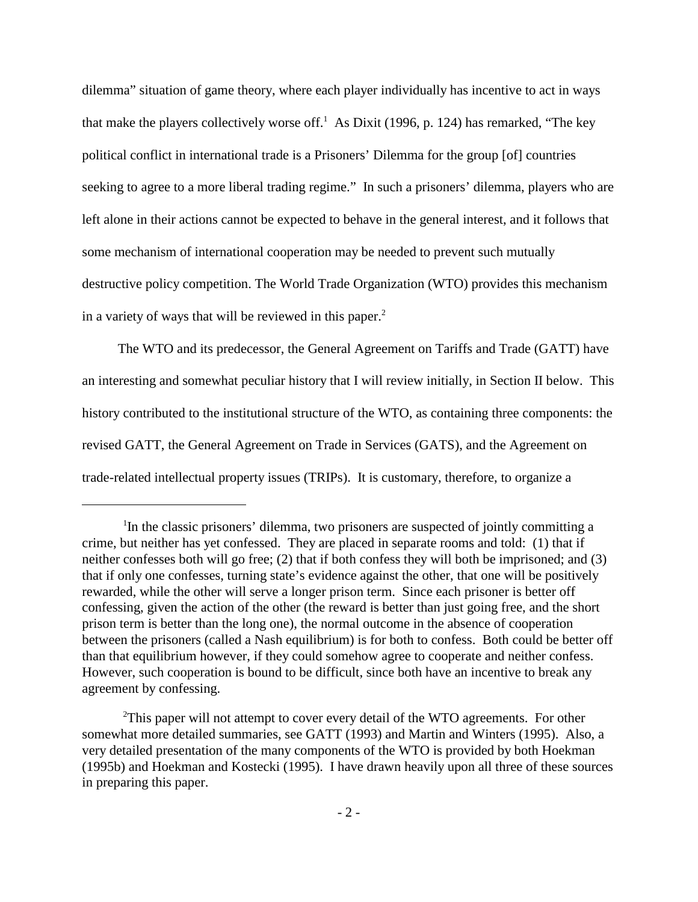dilemma" situation of game theory, where each player individually has incentive to act in ways that make the players collectively worse off.[1] As Dixit (1996, p. 124) has remarked, "The key political conflict in international trade is a Prisoners' Dilemma for the group [of] countries seeking to agree to a more liberal trading regime." In such a prisoners' dilemma, players who are left alone in their actions cannot be expected to behave in the general interest, and it follows that some mechanism of international cooperation may be needed to prevent such mutually destructive policy competition. The World Trade Organization (WTO) provides this mechanism in a variety of ways that will be reviewed in this paper.[2]

The WTO and its predecessor, the General Agreement on Tariffs and Trade (GATT) have an interesting and somewhat peculiar history that I will review initially, in Section II below. This history contributed to the institutional structure of the WTO, as containing three components: the revised GATT, the General Agreement on Trade in Services (GATS), and the Agreement on trade-related intellectual property issues (TRIPs). It is customary, therefore, to organize a

---

[1]In the classic prisoners' dilemma, two prisoners are suspected of jointly committing a crime, but neither has yet confessed. They are placed in separate rooms and told: (1) that if neither confesses both will go free; (2) that if both confess they will both be imprisoned; and (3) that if only one confesses, turning state's evidence against the other, that one will be positively rewarded, while the other will serve a longer prison term. Since each prisoner is better off confessing, given the action of the other (the reward is better than just going free, and the short prison term is better than the long one), the normal outcome in the absence of cooperation between the prisoners (called a Nash equilibrium) is for both to confess. Both could be better off than that equilibrium however, if they could somehow agree to cooperate and neither confess. However, such cooperation is bound to be difficult, since both have an incentive to break any agreement by confessing.

[2]This paper will not attempt to cover every detail of the WTO agreements. For other somewhat more detailed summaries, see GATT (1993) and Martin and Winters (1995). Also, a very detailed presentation of the many components of the WTO is provided by both Hoekman (1995b) and Hoekman and Kostecki (1995). I have drawn heavily upon all three of these sources in preparing this paper.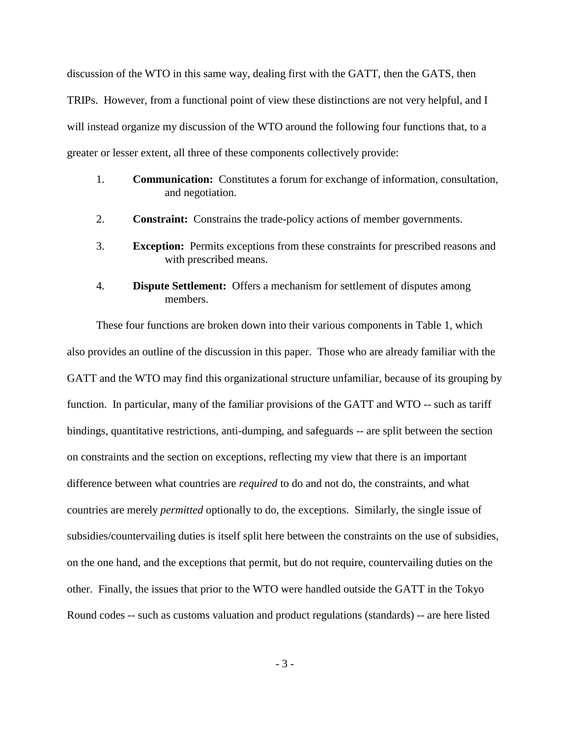discussion of the WTO in this same way, dealing first with the GATT, then the GATS, then TRIPs. However, from a functional point of view these distinctions are not very helpful, and I will instead organize my discussion of the WTO around the following four functions that, to a greater or lesser extent, all three of these components collectively provide:

1. **Communication:** Constitutes a forum for exchange of information, consultation, and negotiation.
2. **Constraint:** Constrains the trade-policy actions of member governments.
3. **Exception:** Permits exceptions from these constraints for prescribed reasons and with prescribed means.
4. **Dispute Settlement:** Offers a mechanism for settlement of disputes among members.

These four functions are broken down into their various components in Table 1, which also provides an outline of the discussion in this paper. Those who are already familiar with the GATT and the WTO may find this organizational structure unfamiliar, because of its grouping by function. In particular, many of the familiar provisions of the GATT and WTO -- such as tariff bindings, quantitative restrictions, anti-dumping, and safeguards -- are split between the section on constraints and the section on exceptions, reflecting my view that there is an important difference between what countries are *required* to do and not do, the constraints, and what countries are merely *permitted* optionally to do, the exceptions. Similarly, the single issue of subsidies/countervailing duties is itself split here between the constraints on the use of subsidies, on the one hand, and the exceptions that permit, but do not require, countervailing duties on the other. Finally, the issues that prior to the WTO were handled outside the GATT in the Tokyo Round codes -- such as customs valuation and product regulations (standards) -- are here listed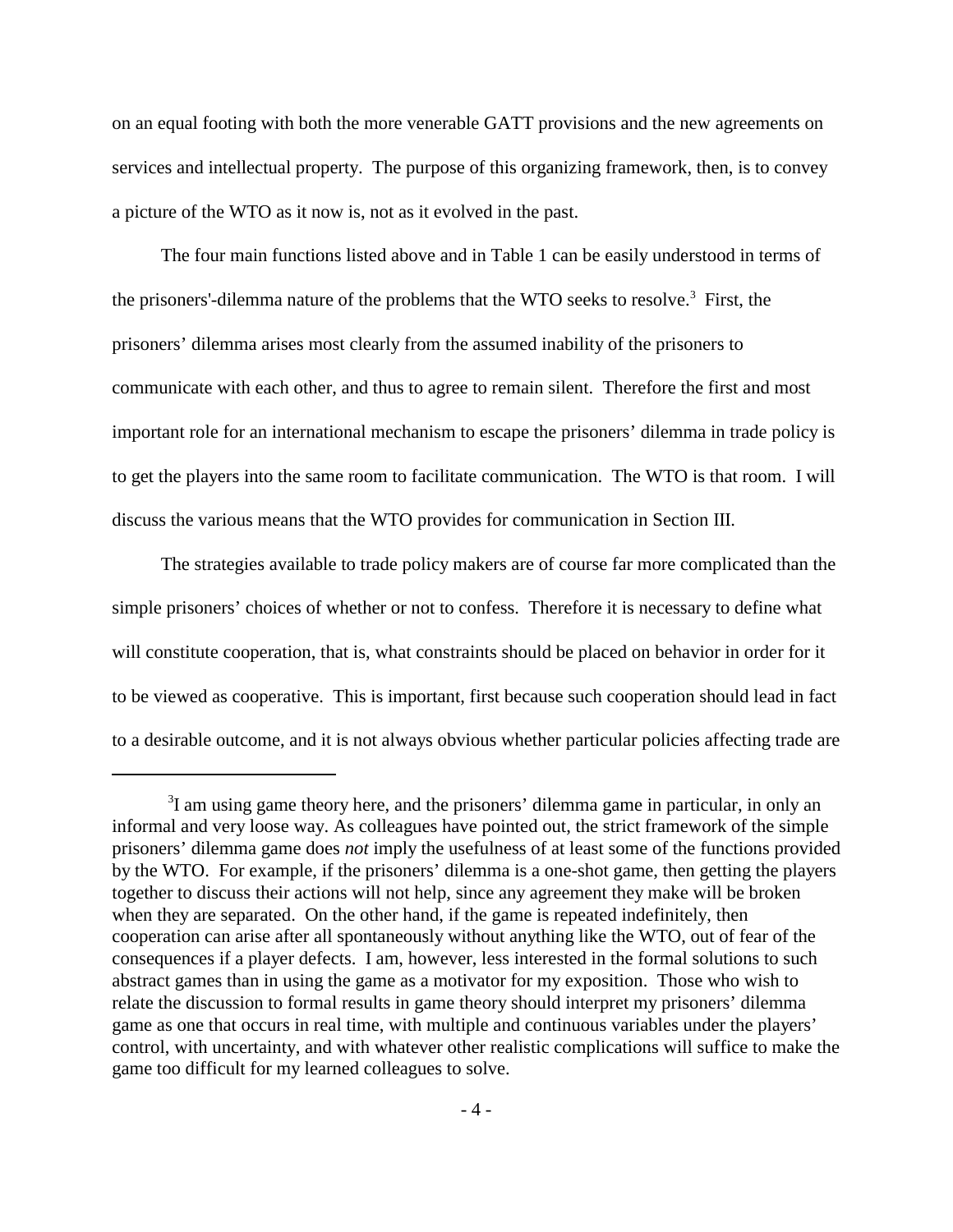on an equal footing with both the more venerable GATT provisions and the new agreements on services and intellectual property. The purpose of this organizing framework, then, is to convey a picture of the WTO as it now is, not as it evolved in the past.

The four main functions listed above and in Table 1 can be easily understood in terms of the prisoners'-dilemma nature of the problems that the WTO seeks to resolve.[3] First, the prisoners' dilemma arises most clearly from the assumed inability of the prisoners to communicate with each other, and thus to agree to remain silent. Therefore the first and most important role for an international mechanism to escape the prisoners' dilemma in trade policy is to get the players into the same room to facilitate communication. The WTO is that room. I will discuss the various means that the WTO provides for communication in Section III.

The strategies available to trade policy makers are of course far more complicated than the simple prisoners' choices of whether or not to confess. Therefore it is necessary to define what will constitute cooperation, that is, what constraints should be placed on behavior in order for it to be viewed as cooperative. This is important, first because such cooperation should lead in fact to a desirable outcome, and it is not always obvious whether particular policies affecting trade are

---

[3]I am using game theory here, and the prisoners' dilemma game in particular, in only an informal and very loose way. As colleagues have pointed out, the strict framework of the simple prisoners' dilemma game does *not* imply the usefulness of at least some of the functions provided by the WTO. For example, if the prisoners' dilemma is a one-shot game, then getting the players together to discuss their actions will not help, since any agreement they make will be broken when they are separated. On the other hand, if the game is repeated indefinitely, then cooperation can arise after all spontaneously without anything like the WTO, out of fear of the consequences if a player defects. I am, however, less interested in the formal solutions to such abstract games than in using the game as a motivator for my exposition. Those who wish to relate the discussion to formal results in game theory should interpret my prisoners' dilemma game as one that occurs in real time, with multiple and continuous variables under the players' control, with uncertainty, and with whatever other realistic complications will suffice to make the game too difficult for my learned colleagues to solve.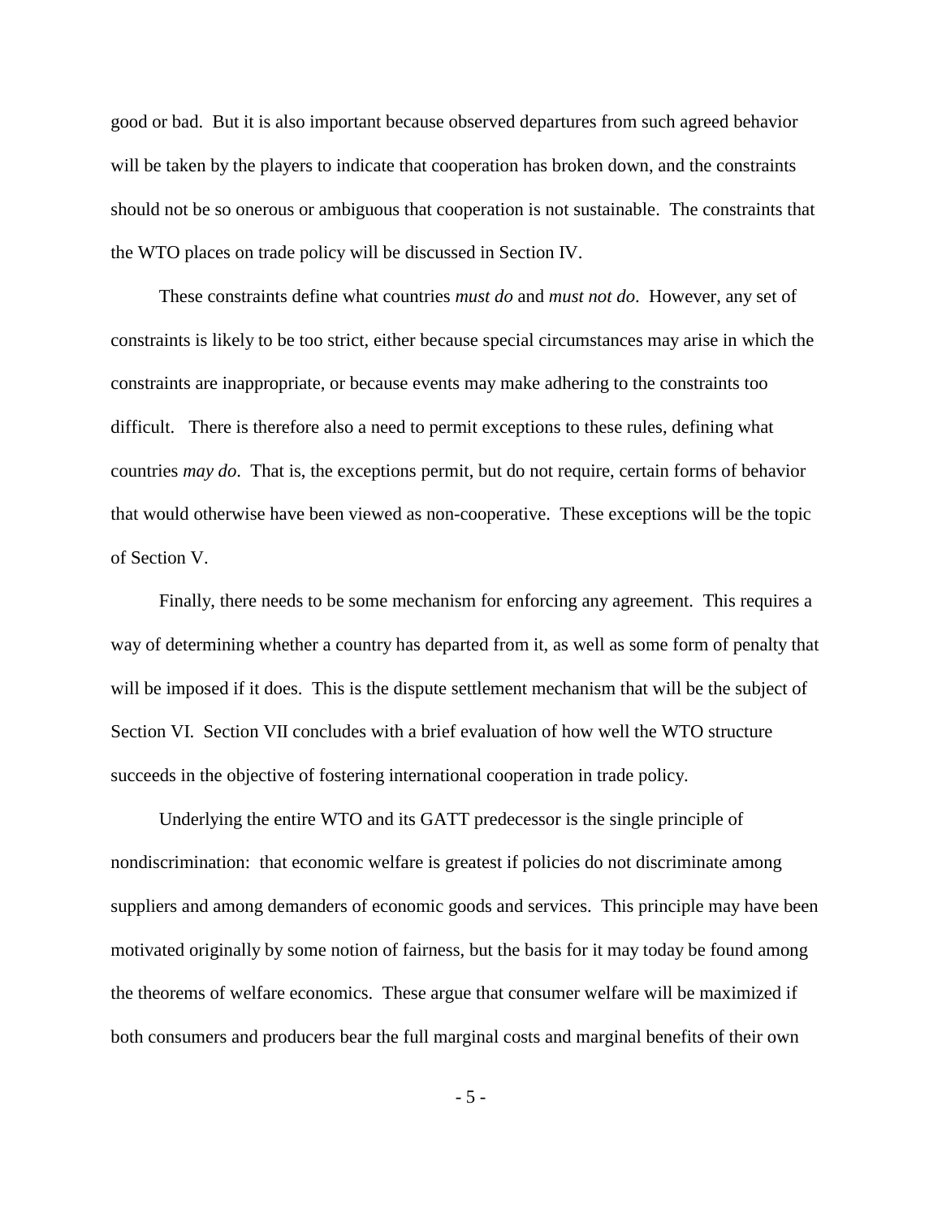good or bad. But it is also important because observed departures from such agreed behavior will be taken by the players to indicate that cooperation has broken down, and the constraints should not be so onerous or ambiguous that cooperation is not sustainable. The constraints that the WTO places on trade policy will be discussed in Section IV.

These constraints define what countries *must do* and *must not do*. However, any set of constraints is likely to be too strict, either because special circumstances may arise in which the constraints are inappropriate, or because events may make adhering to the constraints too difficult. There is therefore also a need to permit exceptions to these rules, defining what countries *may do*. That is, the exceptions permit, but do not require, certain forms of behavior that would otherwise have been viewed as non-cooperative. These exceptions will be the topic of Section V.

Finally, there needs to be some mechanism for enforcing any agreement. This requires a way of determining whether a country has departed from it, as well as some form of penalty that will be imposed if it does. This is the dispute settlement mechanism that will be the subject of Section VI. Section VII concludes with a brief evaluation of how well the WTO structure succeeds in the objective of fostering international cooperation in trade policy.

Underlying the entire WTO and its GATT predecessor is the single principle of nondiscrimination: that economic welfare is greatest if policies do not discriminate among suppliers and among demanders of economic goods and services. This principle may have been motivated originally by some notion of fairness, but the basis for it may today be found among the theorems of welfare economics. These argue that consumer welfare will be maximized if both consumers and producers bear the full marginal costs and marginal benefits of their own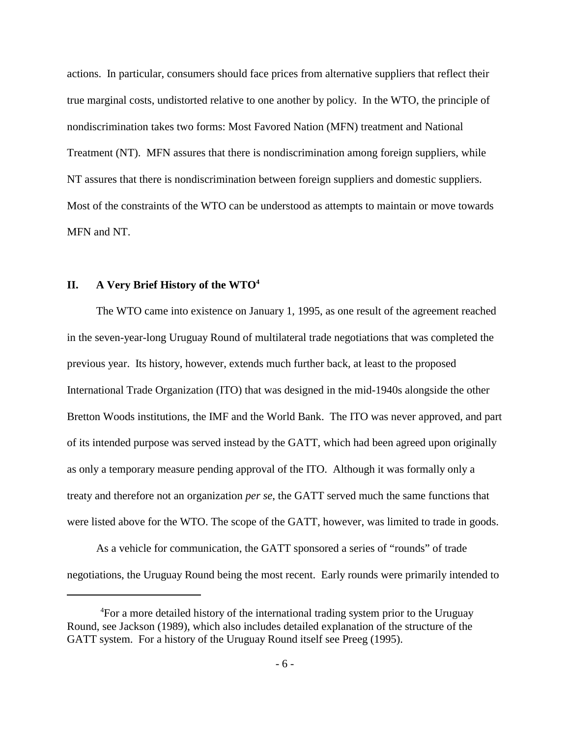actions. In particular, consumers should face prices from alternative suppliers that reflect their true marginal costs, undistorted relative to one another by policy. In the WTO, the principle of nondiscrimination takes two forms: Most Favored Nation (MFN) treatment and National Treatment (NT). MFN assures that there is nondiscrimination among foreign suppliers, while NT assures that there is nondiscrimination between foreign suppliers and domestic suppliers. Most of the constraints of the WTO can be understood as attempts to maintain or move towards MFN and NT.

## II. A Very Brief History of the WTO[4]

The WTO came into existence on January 1, 1995, as one result of the agreement reached in the seven-year-long Uruguay Round of multilateral trade negotiations that was completed the previous year. Its history, however, extends much further back, at least to the proposed International Trade Organization (ITO) that was designed in the mid-1940s alongside the other Bretton Woods institutions, the IMF and the World Bank. The ITO was never approved, and part of its intended purpose was served instead by the GATT, which had been agreed upon originally as only a temporary measure pending approval of the ITO. Although it was formally only a treaty and therefore not an organization *per se*, the GATT served much the same functions that were listed above for the WTO. The scope of the GATT, however, was limited to trade in goods.

As a vehicle for communication, the GATT sponsored a series of "rounds" of trade negotiations, the Uruguay Round being the most recent. Early rounds were primarily intended to

---

[4]For a more detailed history of the international trading system prior to the Uruguay Round, see Jackson (1989), which also includes detailed explanation of the structure of the GATT system. For a history of the Uruguay Round itself see Preeg (1995).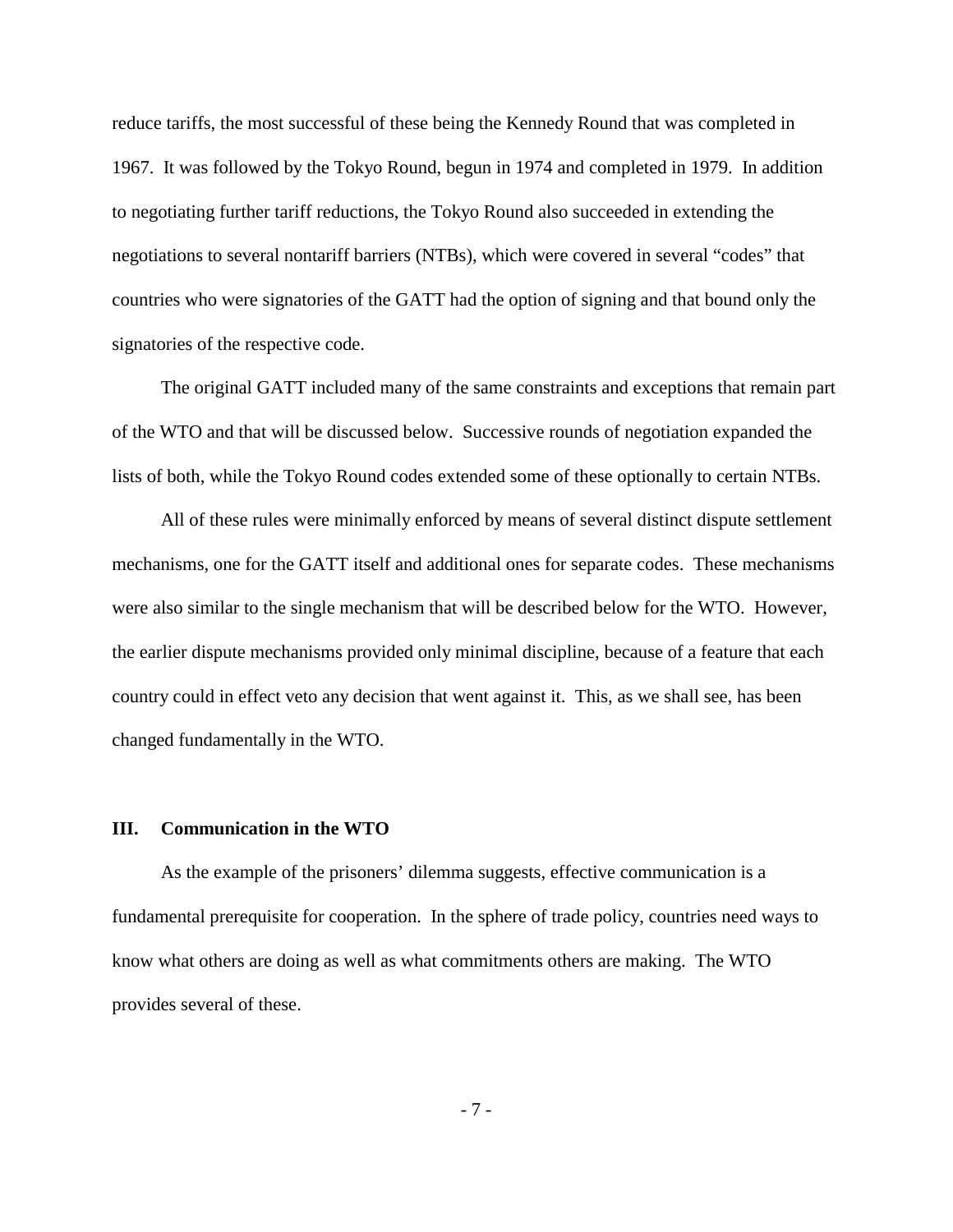reduce tariffs, the most successful of these being the Kennedy Round that was completed in 1967. It was followed by the Tokyo Round, begun in 1974 and completed in 1979. In addition to negotiating further tariff reductions, the Tokyo Round also succeeded in extending the negotiations to several nontariff barriers (NTBs), which were covered in several "codes" that countries who were signatories of the GATT had the option of signing and that bound only the signatories of the respective code.

The original GATT included many of the same constraints and exceptions that remain part of the WTO and that will be discussed below. Successive rounds of negotiation expanded the lists of both, while the Tokyo Round codes extended some of these optionally to certain NTBs.

All of these rules were minimally enforced by means of several distinct dispute settlement mechanisms, one for the GATT itself and additional ones for separate codes. These mechanisms were also similar to the single mechanism that will be described below for the WTO. However, the earlier dispute mechanisms provided only minimal discipline, because of a feature that each country could in effect veto any decision that went against it. This, as we shall see, has been changed fundamentally in the WTO.

## III. Communication in the WTO

As the example of the prisoners' dilemma suggests, effective communication is a fundamental prerequisite for cooperation. In the sphere of trade policy, countries need ways to know what others are doing as well as what commitments others are making. The WTO provides several of these.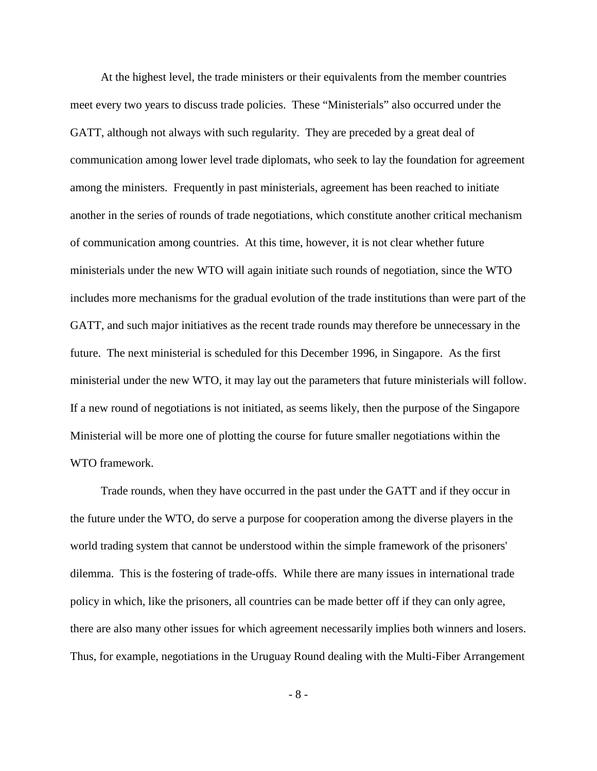At the highest level, the trade ministers or their equivalents from the member countries meet every two years to discuss trade policies. These "Ministerials" also occurred under the GATT, although not always with such regularity. They are preceded by a great deal of communication among lower level trade diplomats, who seek to lay the foundation for agreement among the ministers. Frequently in past ministerials, agreement has been reached to initiate another in the series of rounds of trade negotiations, which constitute another critical mechanism of communication among countries. At this time, however, it is not clear whether future ministerials under the new WTO will again initiate such rounds of negotiation, since the WTO includes more mechanisms for the gradual evolution of the trade institutions than were part of the GATT, and such major initiatives as the recent trade rounds may therefore be unnecessary in the future. The next ministerial is scheduled for this December 1996, in Singapore. As the first ministerial under the new WTO, it may lay out the parameters that future ministerials will follow. If a new round of negotiations is not initiated, as seems likely, then the purpose of the Singapore Ministerial will be more one of plotting the course for future smaller negotiations within the WTO framework.

Trade rounds, when they have occurred in the past under the GATT and if they occur in the future under the WTO, do serve a purpose for cooperation among the diverse players in the world trading system that cannot be understood within the simple framework of the prisoners' dilemma. This is the fostering of trade-offs. While there are many issues in international trade policy in which, like the prisoners, all countries can be made better off if they can only agree, there are also many other issues for which agreement necessarily implies both winners and losers. Thus, for example, negotiations in the Uruguay Round dealing with the Multi-Fiber Arrangement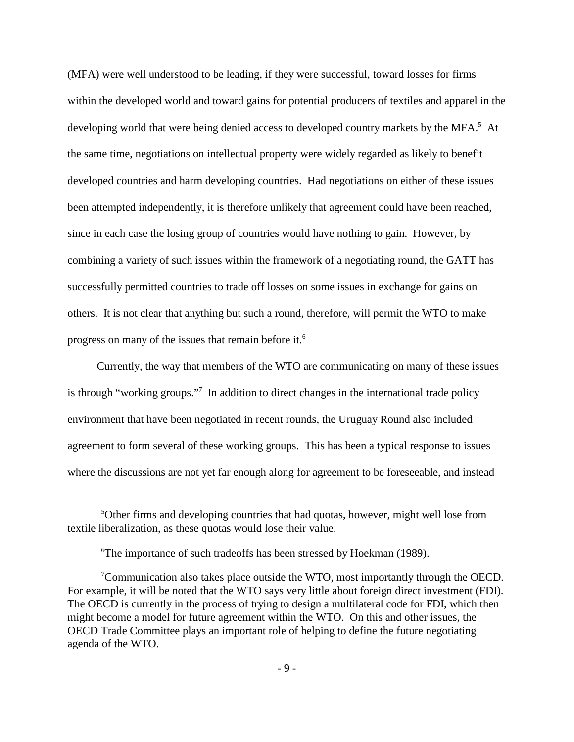(MFA) were well understood to be leading, if they were successful, toward losses for firms within the developed world and toward gains for potential producers of textiles and apparel in the developing world that were being denied access to developed country markets by the MFA.[5] At the same time, negotiations on intellectual property were widely regarded as likely to benefit developed countries and harm developing countries. Had negotiations on either of these issues been attempted independently, it is therefore unlikely that agreement could have been reached, since in each case the losing group of countries would have nothing to gain. However, by combining a variety of such issues within the framework of a negotiating round, the GATT has successfully permitted countries to trade off losses on some issues in exchange for gains on others. It is not clear that anything but such a round, therefore, will permit the WTO to make progress on many of the issues that remain before it.[6]

Currently, the way that members of the WTO are communicating on many of these issues is through "working groups."[7] In addition to direct changes in the international trade policy environment that have been negotiated in recent rounds, the Uruguay Round also included agreement to form several of these working groups. This has been a typical response to issues where the discussions are not yet far enough along for agreement to be foreseeable, and instead

---

[5] Other firms and developing countries that had quotas, however, might well lose from textile liberalization, as these quotas would lose their value.

[6] The importance of such tradeoffs has been stressed by Hoekman (1989).

[7] Communication also takes place outside the WTO, most importantly through the OECD. For example, it will be noted that the WTO says very little about foreign direct investment (FDI). The OECD is currently in the process of trying to design a multilateral code for FDI, which then might become a model for future agreement within the WTO. On this and other issues, the OECD Trade Committee plays an important role of helping to define the future negotiating agenda of the WTO.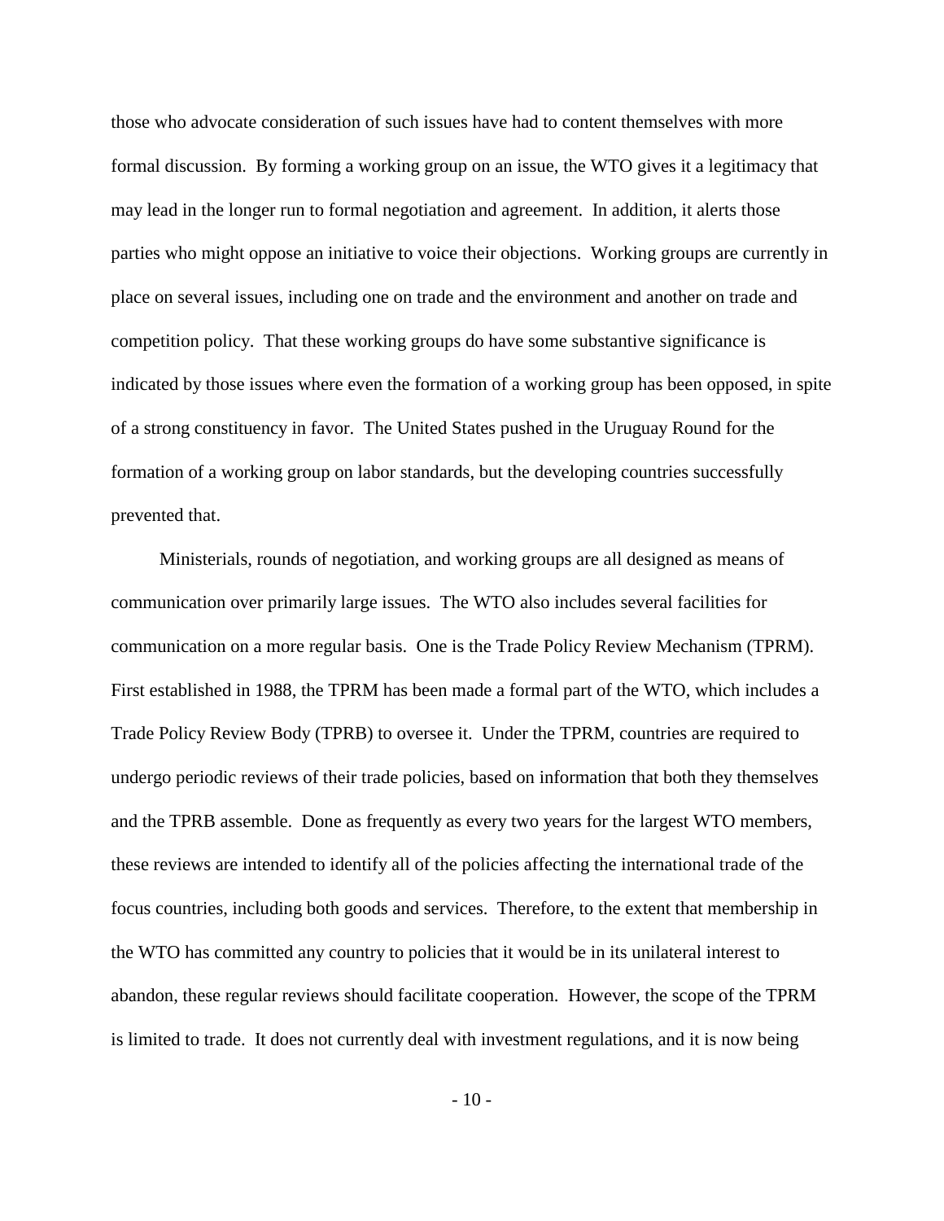those who advocate consideration of such issues have had to content themselves with more formal discussion. By forming a working group on an issue, the WTO gives it a legitimacy that may lead in the longer run to formal negotiation and agreement. In addition, it alerts those parties who might oppose an initiative to voice their objections. Working groups are currently in place on several issues, including one on trade and the environment and another on trade and competition policy. That these working groups do have some substantive significance is indicated by those issues where even the formation of a working group has been opposed, in spite of a strong constituency in favor. The United States pushed in the Uruguay Round for the formation of a working group on labor standards, but the developing countries successfully prevented that.

Ministerials, rounds of negotiation, and working groups are all designed as means of communication over primarily large issues. The WTO also includes several facilities for communication on a more regular basis. One is the Trade Policy Review Mechanism (TPRM). First established in 1988, the TPRM has been made a formal part of the WTO, which includes a Trade Policy Review Body (TPRB) to oversee it. Under the TPRM, countries are required to undergo periodic reviews of their trade policies, based on information that both they themselves and the TPRB assemble. Done as frequently as every two years for the largest WTO members, these reviews are intended to identify all of the policies affecting the international trade of the focus countries, including both goods and services. Therefore, to the extent that membership in the WTO has committed any country to policies that it would be in its unilateral interest to abandon, these regular reviews should facilitate cooperation. However, the scope of the TPRM is limited to trade. It does not currently deal with investment regulations, and it is now being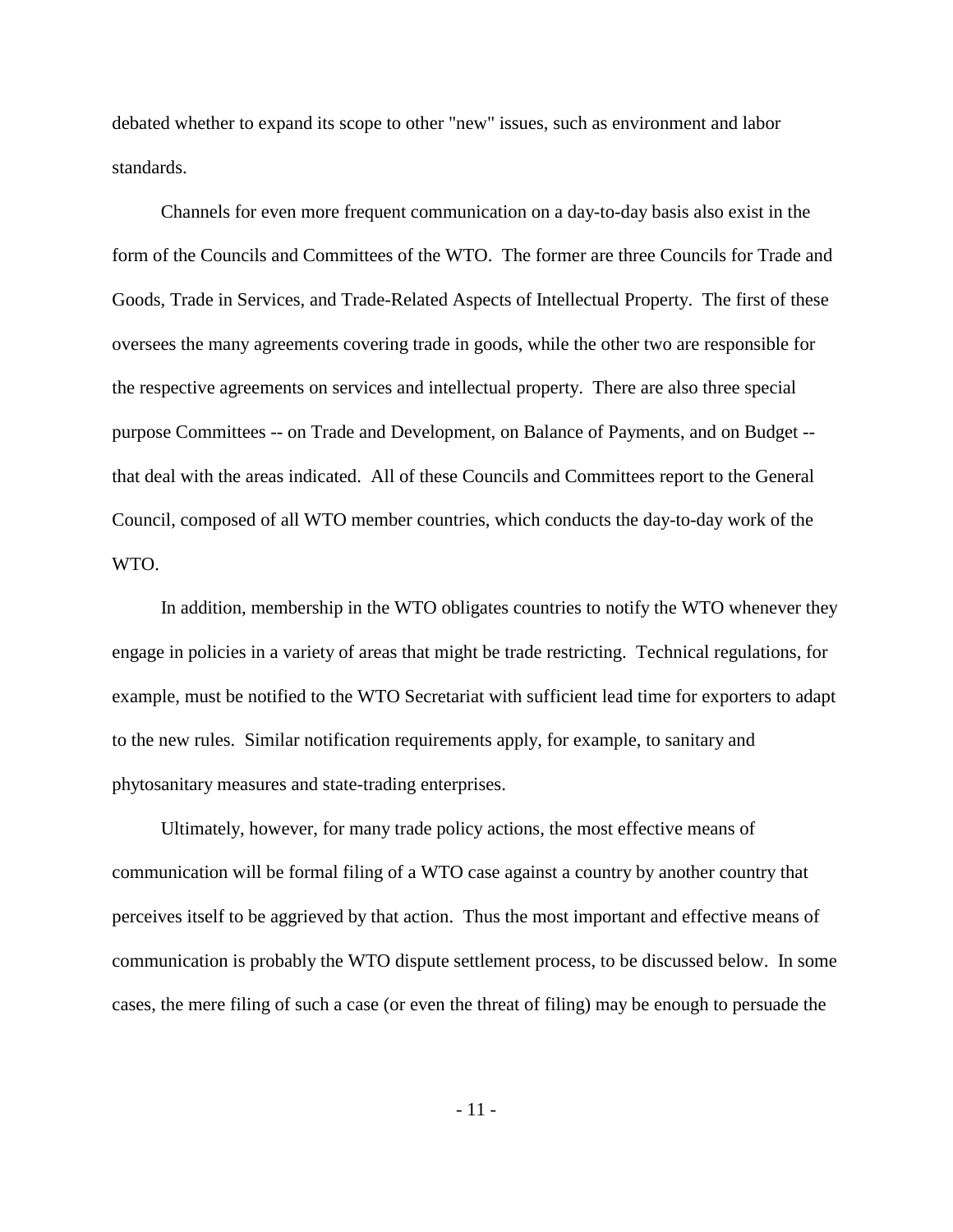debated whether to expand its scope to other "new" issues, such as environment and labor standards.

Channels for even more frequent communication on a day-to-day basis also exist in the form of the Councils and Committees of the WTO. The former are three Councils for Trade and Goods, Trade in Services, and Trade-Related Aspects of Intellectual Property. The first of these oversees the many agreements covering trade in goods, while the other two are responsible for the respective agreements on services and intellectual property. There are also three special purpose Committees -- on Trade and Development, on Balance of Payments, and on Budget -- that deal with the areas indicated. All of these Councils and Committees report to the General Council, composed of all WTO member countries, which conducts the day-to-day work of the WTO.

In addition, membership in the WTO obligates countries to notify the WTO whenever they engage in policies in a variety of areas that might be trade restricting. Technical regulations, for example, must be notified to the WTO Secretariat with sufficient lead time for exporters to adapt to the new rules. Similar notification requirements apply, for example, to sanitary and phytosanitary measures and state-trading enterprises.

Ultimately, however, for many trade policy actions, the most effective means of communication will be formal filing of a WTO case against a country by another country that perceives itself to be aggrieved by that action. Thus the most important and effective means of communication is probably the WTO dispute settlement process, to be discussed below. In some cases, the mere filing of such a case (or even the threat of filing) may be enough to persuade the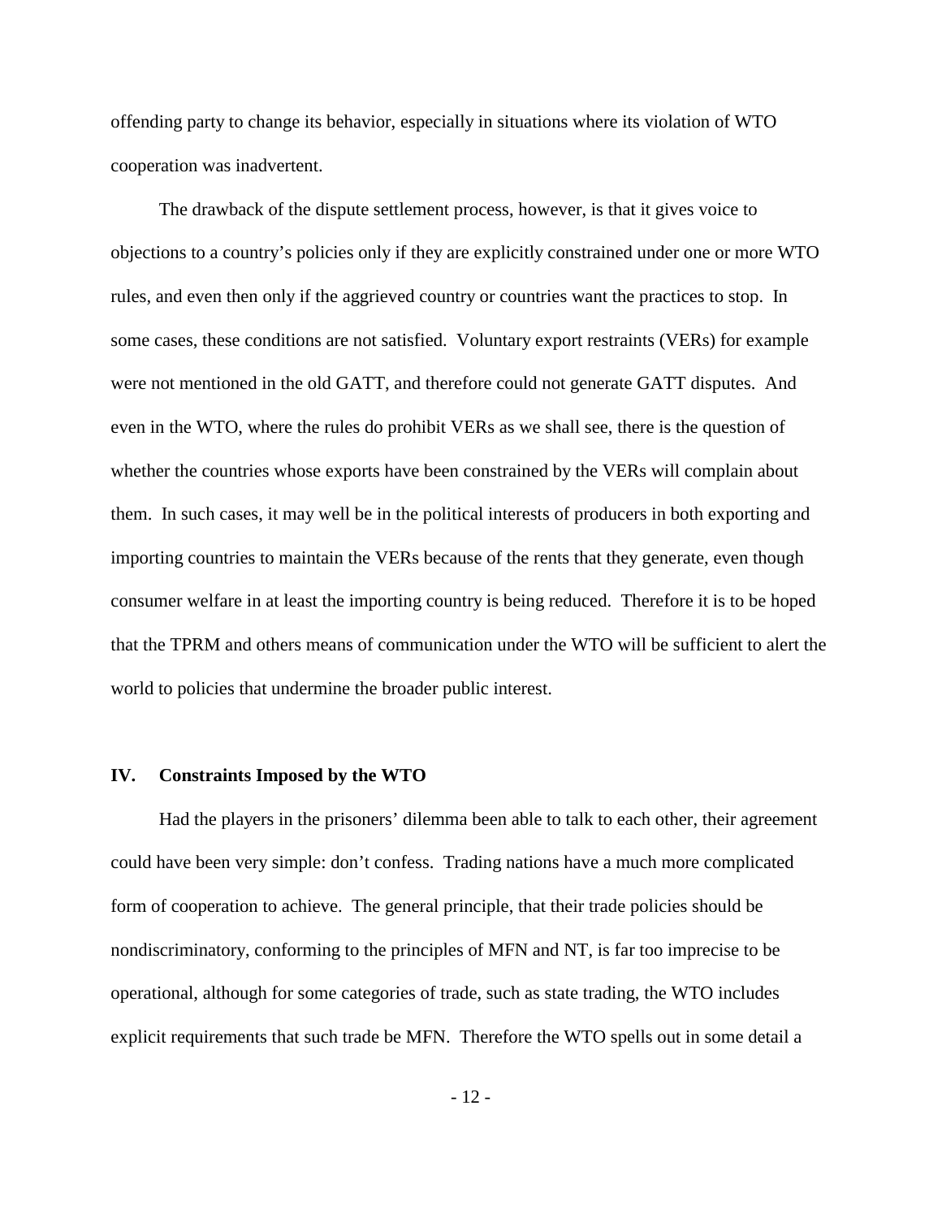offending party to change its behavior, especially in situations where its violation of WTO cooperation was inadvertent.

The drawback of the dispute settlement process, however, is that it gives voice to objections to a country's policies only if they are explicitly constrained under one or more WTO rules, and even then only if the aggrieved country or countries want the practices to stop. In some cases, these conditions are not satisfied. Voluntary export restraints (VERs) for example were not mentioned in the old GATT, and therefore could not generate GATT disputes. And even in the WTO, where the rules do prohibit VERs as we shall see, there is the question of whether the countries whose exports have been constrained by the VERs will complain about them. In such cases, it may well be in the political interests of producers in both exporting and importing countries to maintain the VERs because of the rents that they generate, even though consumer welfare in at least the importing country is being reduced. Therefore it is to be hoped that the TPRM and others means of communication under the WTO will be sufficient to alert the world to policies that undermine the broader public interest.

## IV. Constraints Imposed by the WTO

Had the players in the prisoners' dilemma been able to talk to each other, their agreement could have been very simple: don't confess. Trading nations have a much more complicated form of cooperation to achieve. The general principle, that their trade policies should be nondiscriminatory, conforming to the principles of MFN and NT, is far too imprecise to be operational, although for some categories of trade, such as state trading, the WTO includes explicit requirements that such trade be MFN. Therefore the WTO spells out in some detail a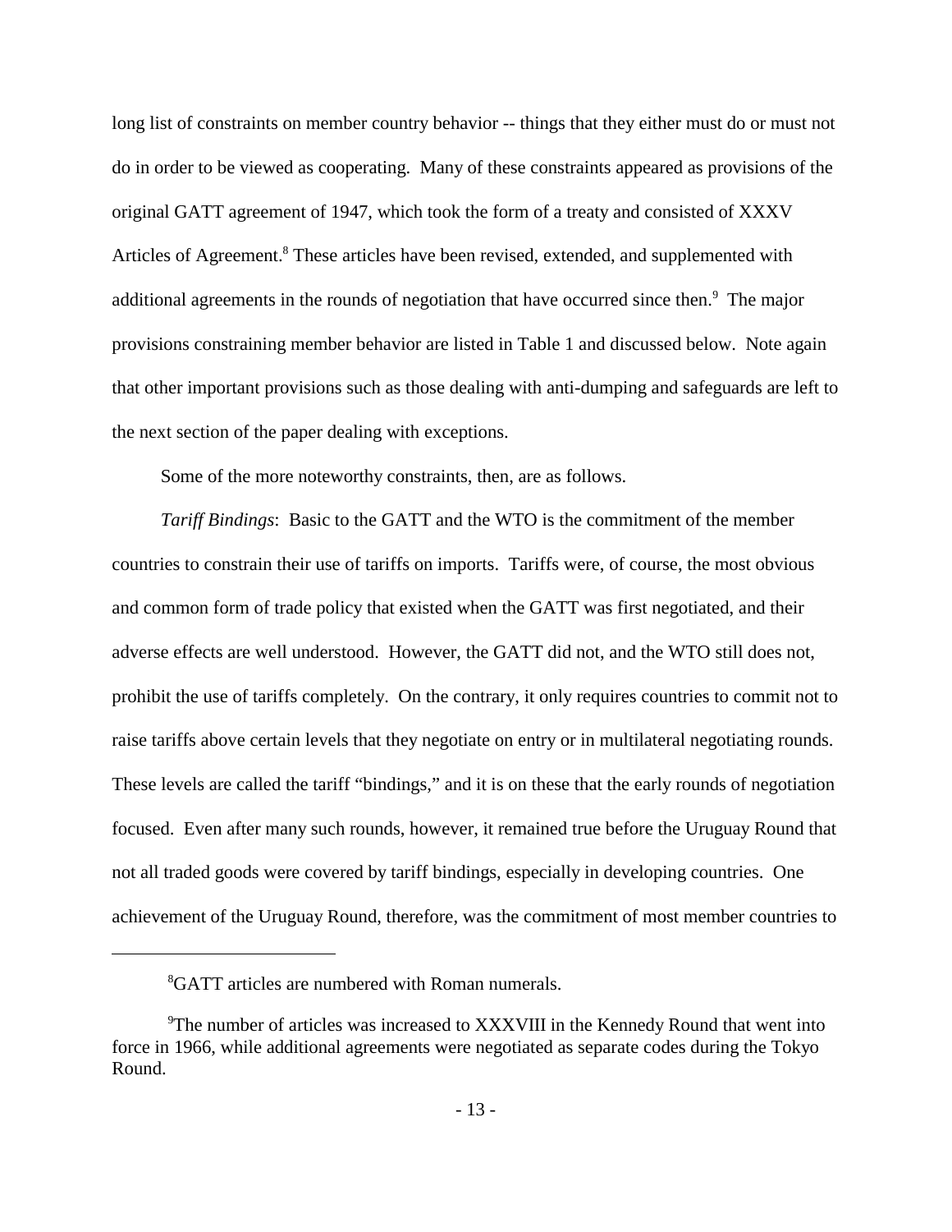long list of constraints on member country behavior -- things that they either must do or must not do in order to be viewed as cooperating. Many of these constraints appeared as provisions of the original GATT agreement of 1947, which took the form of a treaty and consisted of XXXV Articles of Agreement.[8] These articles have been revised, extended, and supplemented with additional agreements in the rounds of negotiation that have occurred since then.[9] The major provisions constraining member behavior are listed in Table 1 and discussed below. Note again that other important provisions such as those dealing with anti-dumping and safeguards are left to the next section of the paper dealing with exceptions.

Some of the more noteworthy constraints, then, are as follows.

*Tariff Bindings*: Basic to the GATT and the WTO is the commitment of the member countries to constrain their use of tariffs on imports. Tariffs were, of course, the most obvious and common form of trade policy that existed when the GATT was first negotiated, and their adverse effects are well understood. However, the GATT did not, and the WTO still does not, prohibit the use of tariffs completely. On the contrary, it only requires countries to commit not to raise tariffs above certain levels that they negotiate on entry or in multilateral negotiating rounds. These levels are called the tariff "bindings," and it is on these that the early rounds of negotiation focused. Even after many such rounds, however, it remained true before the Uruguay Round that not all traded goods were covered by tariff bindings, especially in developing countries. One achievement of the Uruguay Round, therefore, was the commitment of most member countries to

---

[8] GATT articles are numbered with Roman numerals.

[9] The number of articles was increased to XXXVIII in the Kennedy Round that went into force in 1966, while additional agreements were negotiated as separate codes during the Tokyo Round.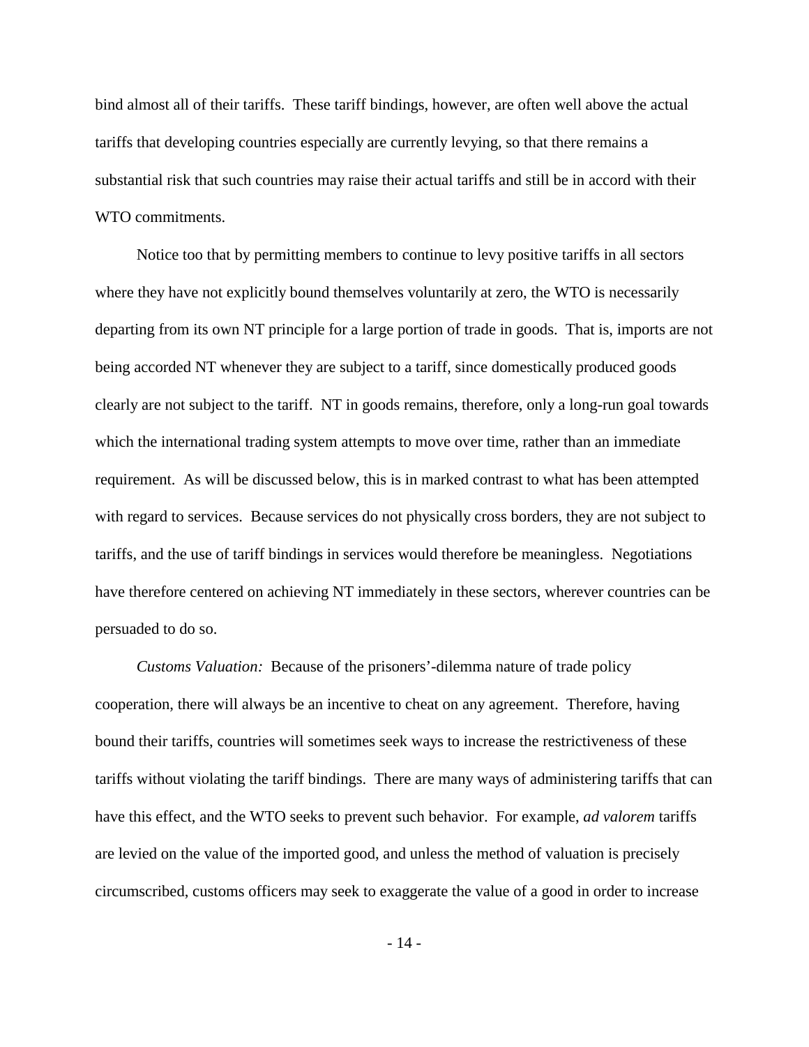bind almost all of their tariffs. These tariff bindings, however, are often well above the actual tariffs that developing countries especially are currently levying, so that there remains a substantial risk that such countries may raise their actual tariffs and still be in accord with their WTO commitments.

Notice too that by permitting members to continue to levy positive tariffs in all sectors where they have not explicitly bound themselves voluntarily at zero, the WTO is necessarily departing from its own NT principle for a large portion of trade in goods. That is, imports are not being accorded NT whenever they are subject to a tariff, since domestically produced goods clearly are not subject to the tariff. NT in goods remains, therefore, only a long-run goal towards which the international trading system attempts to move over time, rather than an immediate requirement. As will be discussed below, this is in marked contrast to what has been attempted with regard to services. Because services do not physically cross borders, they are not subject to tariffs, and the use of tariff bindings in services would therefore be meaningless. Negotiations have therefore centered on achieving NT immediately in these sectors, wherever countries can be persuaded to do so.

*Customs Valuation:* Because of the prisoners'-dilemma nature of trade policy cooperation, there will always be an incentive to cheat on any agreement. Therefore, having bound their tariffs, countries will sometimes seek ways to increase the restrictiveness of these tariffs without violating the tariff bindings. There are many ways of administering tariffs that can have this effect, and the WTO seeks to prevent such behavior. For example, *ad valorem* tariffs are levied on the value of the imported good, and unless the method of valuation is precisely circumscribed, customs officers may seek to exaggerate the value of a good in order to increase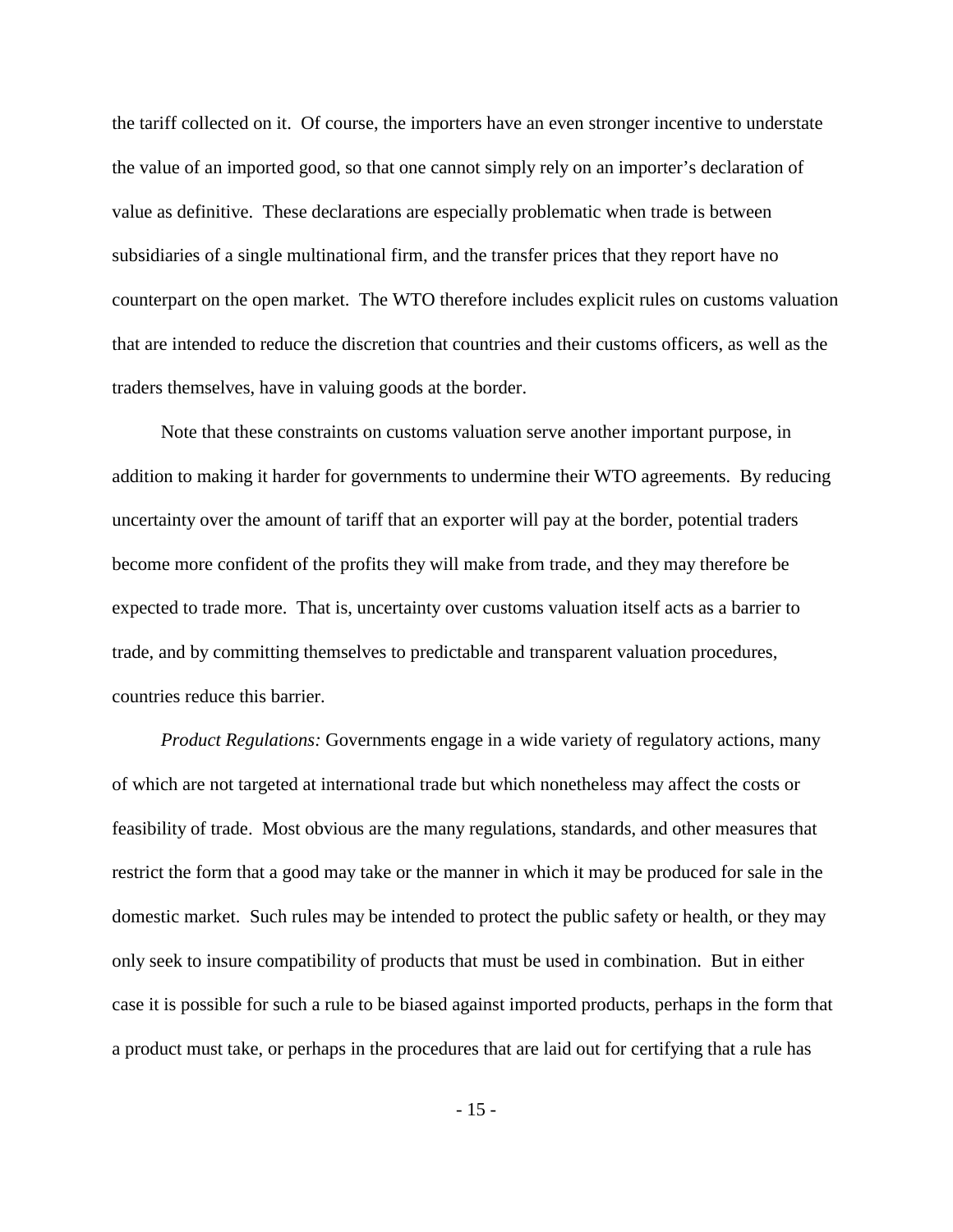the tariff collected on it. Of course, the importers have an even stronger incentive to understate the value of an imported good, so that one cannot simply rely on an importer's declaration of value as definitive. These declarations are especially problematic when trade is between subsidiaries of a single multinational firm, and the transfer prices that they report have no counterpart on the open market. The WTO therefore includes explicit rules on customs valuation that are intended to reduce the discretion that countries and their customs officers, as well as the traders themselves, have in valuing goods at the border.

Note that these constraints on customs valuation serve another important purpose, in addition to making it harder for governments to undermine their WTO agreements. By reducing uncertainty over the amount of tariff that an exporter will pay at the border, potential traders become more confident of the profits they will make from trade, and they may therefore be expected to trade more. That is, uncertainty over customs valuation itself acts as a barrier to trade, and by committing themselves to predictable and transparent valuation procedures, countries reduce this barrier.

*Product Regulations:* Governments engage in a wide variety of regulatory actions, many of which are not targeted at international trade but which nonetheless may affect the costs or feasibility of trade. Most obvious are the many regulations, standards, and other measures that restrict the form that a good may take or the manner in which it may be produced for sale in the domestic market. Such rules may be intended to protect the public safety or health, or they may only seek to insure compatibility of products that must be used in combination. But in either case it is possible for such a rule to be biased against imported products, perhaps in the form that a product must take, or perhaps in the procedures that are laid out for certifying that a rule has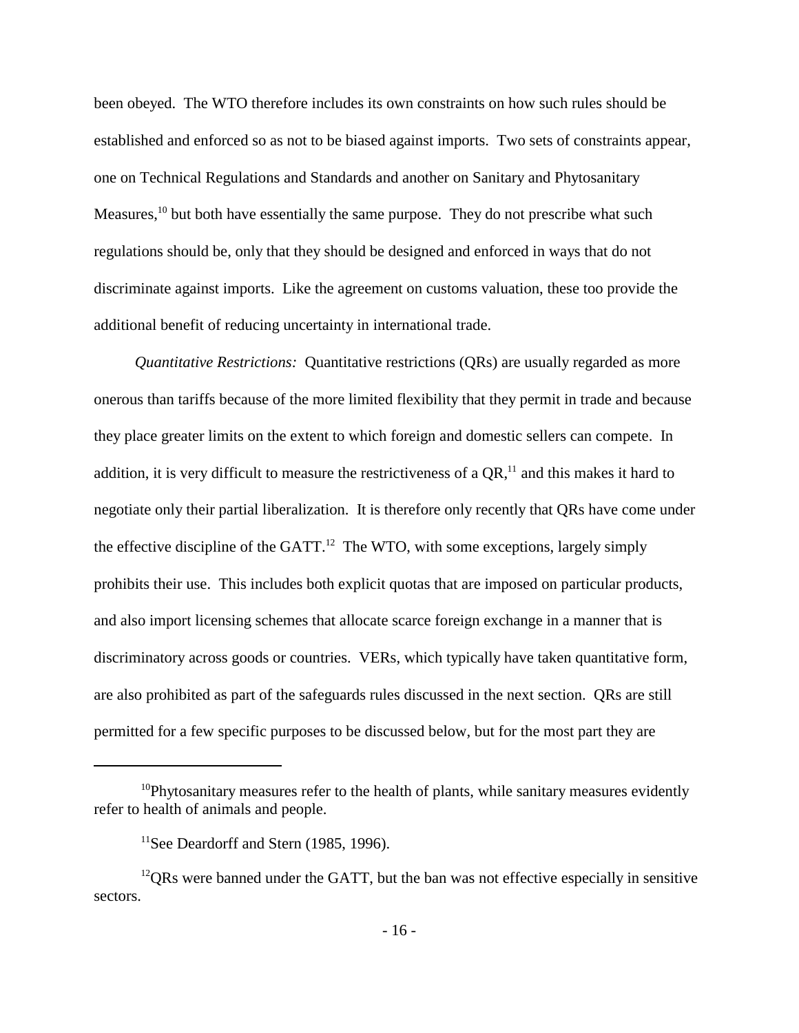been obeyed. The WTO therefore includes its own constraints on how such rules should be established and enforced so as not to be biased against imports. Two sets of constraints appear, one on Technical Regulations and Standards and another on Sanitary and Phytosanitary Measures,[10] but both have essentially the same purpose. They do not prescribe what such regulations should be, only that they should be designed and enforced in ways that do not discriminate against imports. Like the agreement on customs valuation, these too provide the additional benefit of reducing uncertainty in international trade.

*Quantitative Restrictions:* Quantitative restrictions (QRs) are usually regarded as more onerous than tariffs because of the more limited flexibility that they permit in trade and because they place greater limits on the extent to which foreign and domestic sellers can compete. In addition, it is very difficult to measure the restrictiveness of a QR,[11] and this makes it hard to negotiate only their partial liberalization. It is therefore only recently that QRs have come under the effective discipline of the GATT.[12] The WTO, with some exceptions, largely simply prohibits their use. This includes both explicit quotas that are imposed on particular products, and also import licensing schemes that allocate scarce foreign exchange in a manner that is discriminatory across goods or countries. VERs, which typically have taken quantitative form, are also prohibited as part of the safeguards rules discussed in the next section. QRs are still permitted for a few specific purposes to be discussed below, but for the most part they are

---

[10] Phytosanitary measures refer to the health of plants, while sanitary measures evidently refer to health of animals and people.

[11] See Deardorff and Stern (1985, 1996).

[12] QRs were banned under the GATT, but the ban was not effective especially in sensitive sectors.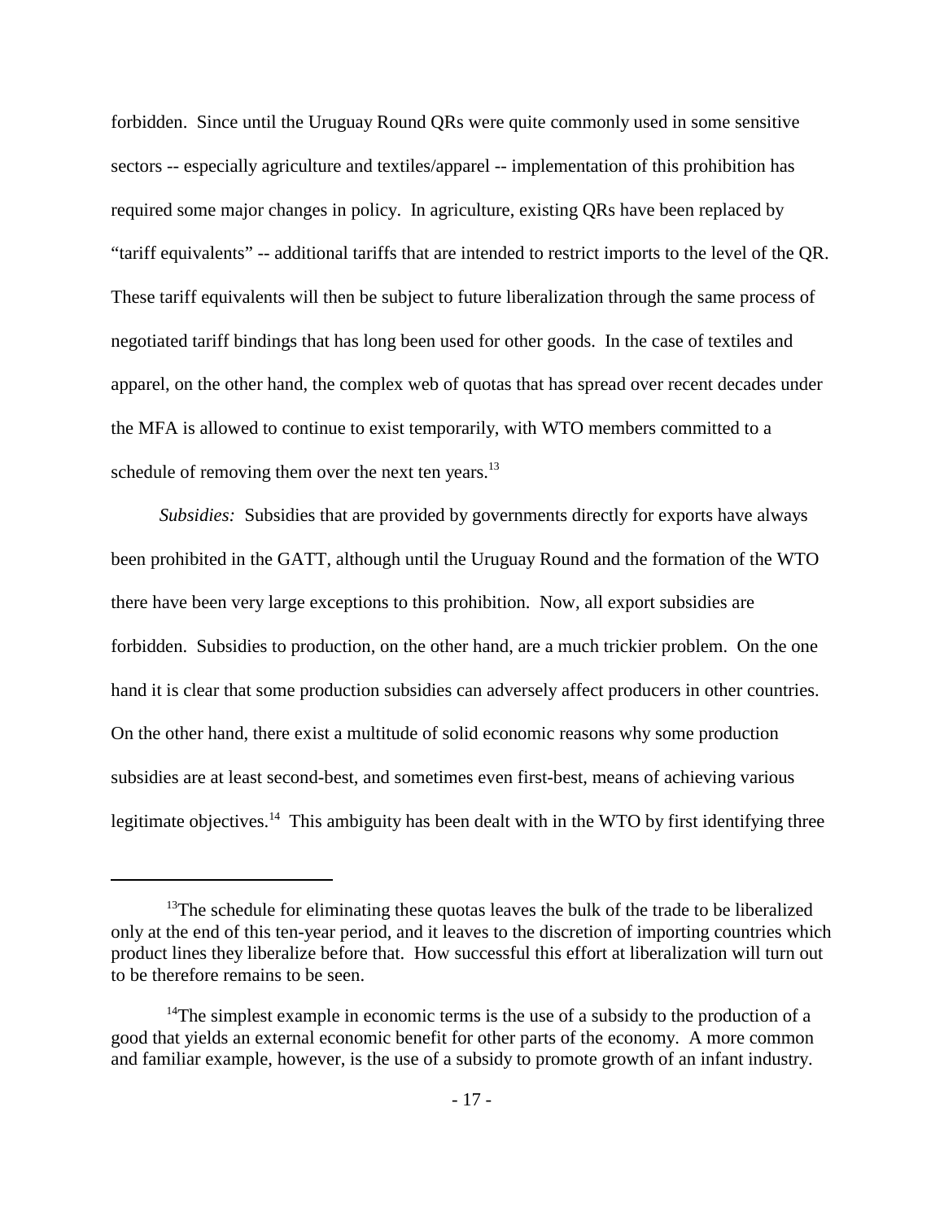forbidden. Since until the Uruguay Round QRs were quite commonly used in some sensitive sectors -- especially agriculture and textiles/apparel -- implementation of this prohibition has required some major changes in policy. In agriculture, existing QRs have been replaced by "tariff equivalents" -- additional tariffs that are intended to restrict imports to the level of the QR. These tariff equivalents will then be subject to future liberalization through the same process of negotiated tariff bindings that has long been used for other goods. In the case of textiles and apparel, on the other hand, the complex web of quotas that has spread over recent decades under the MFA is allowed to continue to exist temporarily, with WTO members committed to a schedule of removing them over the next ten years.[13]

*Subsidies:* Subsidies that are provided by governments directly for exports have always been prohibited in the GATT, although until the Uruguay Round and the formation of the WTO there have been very large exceptions to this prohibition. Now, all export subsidies are forbidden. Subsidies to production, on the other hand, are a much trickier problem. On the one hand it is clear that some production subsidies can adversely affect producers in other countries. On the other hand, there exist a multitude of solid economic reasons why some production subsidies are at least second-best, and sometimes even first-best, means of achieving various legitimate objectives.[14] This ambiguity has been dealt with in the WTO by first identifying three

---

[13] The schedule for eliminating these quotas leaves the bulk of the trade to be liberalized only at the end of this ten-year period, and it leaves to the discretion of importing countries which product lines they liberalize before that. How successful this effort at liberalization will turn out to be therefore remains to be seen.

[14] The simplest example in economic terms is the use of a subsidy to the production of a good that yields an external economic benefit for other parts of the economy. A more common and familiar example, however, is the use of a subsidy to promote growth of an infant industry.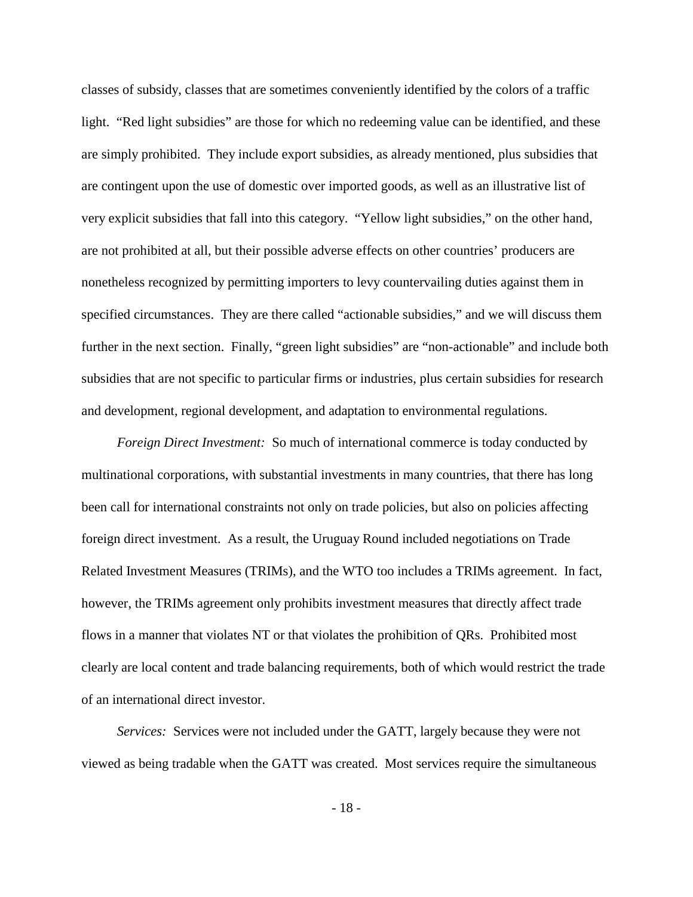classes of subsidy, classes that are sometimes conveniently identified by the colors of a traffic light. "Red light subsidies" are those for which no redeeming value can be identified, and these are simply prohibited. They include export subsidies, as already mentioned, plus subsidies that are contingent upon the use of domestic over imported goods, as well as an illustrative list of very explicit subsidies that fall into this category. "Yellow light subsidies," on the other hand, are not prohibited at all, but their possible adverse effects on other countries' producers are nonetheless recognized by permitting importers to levy countervailing duties against them in specified circumstances. They are there called "actionable subsidies," and we will discuss them further in the next section. Finally, "green light subsidies" are "non-actionable" and include both subsidies that are not specific to particular firms or industries, plus certain subsidies for research and development, regional development, and adaptation to environmental regulations.

*Foreign Direct Investment:* So much of international commerce is today conducted by multinational corporations, with substantial investments in many countries, that there has long been call for international constraints not only on trade policies, but also on policies affecting foreign direct investment. As a result, the Uruguay Round included negotiations on Trade Related Investment Measures (TRIMs), and the WTO too includes a TRIMs agreement. In fact, however, the TRIMs agreement only prohibits investment measures that directly affect trade flows in a manner that violates NT or that violates the prohibition of QRs. Prohibited most clearly are local content and trade balancing requirements, both of which would restrict the trade of an international direct investor.

*Services:* Services were not included under the GATT, largely because they were not viewed as being tradable when the GATT was created. Most services require the simultaneous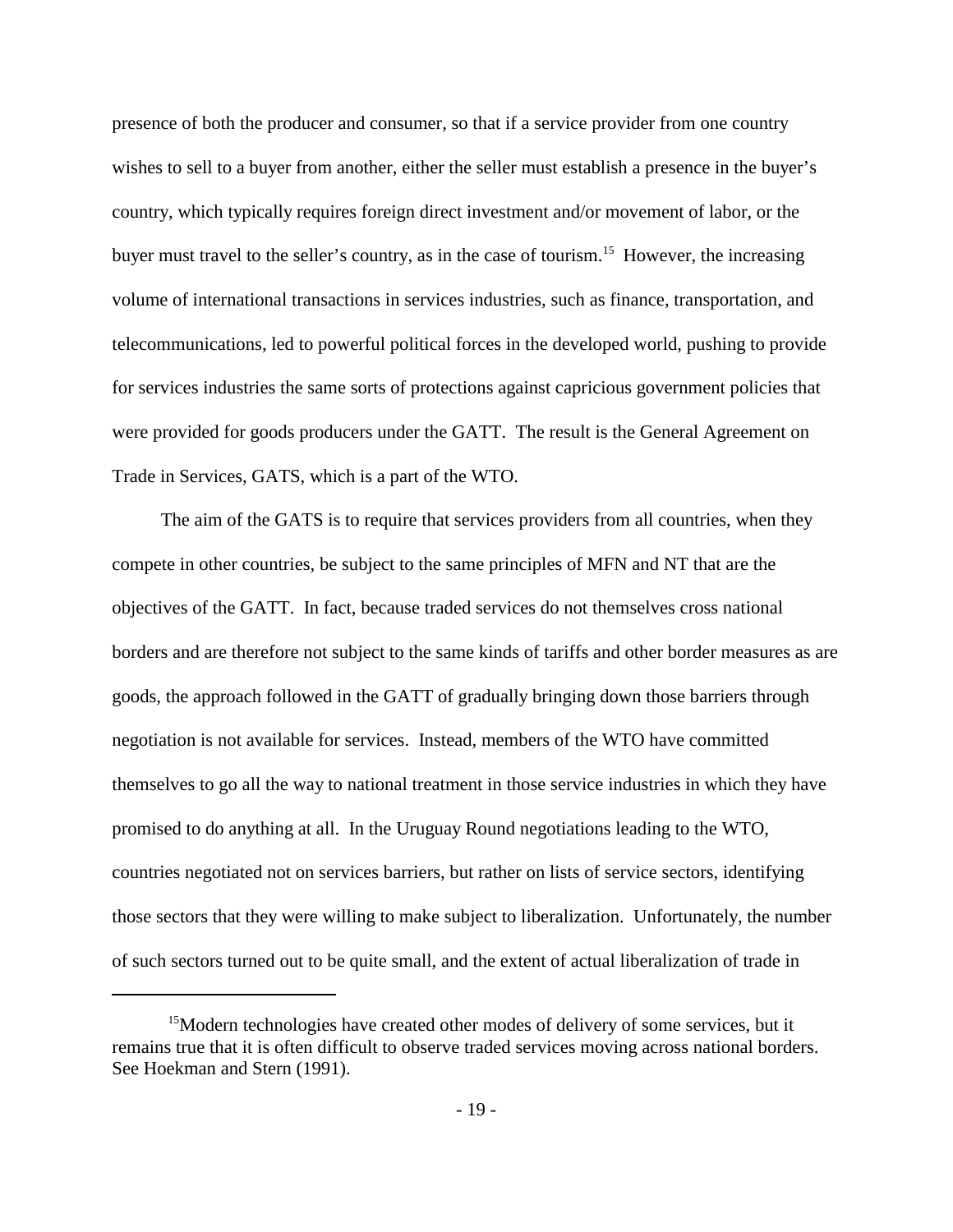presence of both the producer and consumer, so that if a service provider from one country wishes to sell to a buyer from another, either the seller must establish a presence in the buyer's country, which typically requires foreign direct investment and/or movement of labor, or the buyer must travel to the seller's country, as in the case of tourism.[15] However, the increasing volume of international transactions in services industries, such as finance, transportation, and telecommunications, led to powerful political forces in the developed world, pushing to provide for services industries the same sorts of protections against capricious government policies that were provided for goods producers under the GATT. The result is the General Agreement on Trade in Services, GATS, which is a part of the WTO.

The aim of the GATS is to require that services providers from all countries, when they compete in other countries, be subject to the same principles of MFN and NT that are the objectives of the GATT. In fact, because traded services do not themselves cross national borders and are therefore not subject to the same kinds of tariffs and other border measures as are goods, the approach followed in the GATT of gradually bringing down those barriers through negotiation is not available for services. Instead, members of the WTO have committed themselves to go all the way to national treatment in those service industries in which they have promised to do anything at all. In the Uruguay Round negotiations leading to the WTO, countries negotiated not on services barriers, but rather on lists of service sectors, identifying those sectors that they were willing to make subject to liberalization. Unfortunately, the number of such sectors turned out to be quite small, and the extent of actual liberalization of trade in

---

[15] Modern technologies have created other modes of delivery of some services, but it remains true that it is often difficult to observe traded services moving across national borders. See Hoekman and Stern (1991).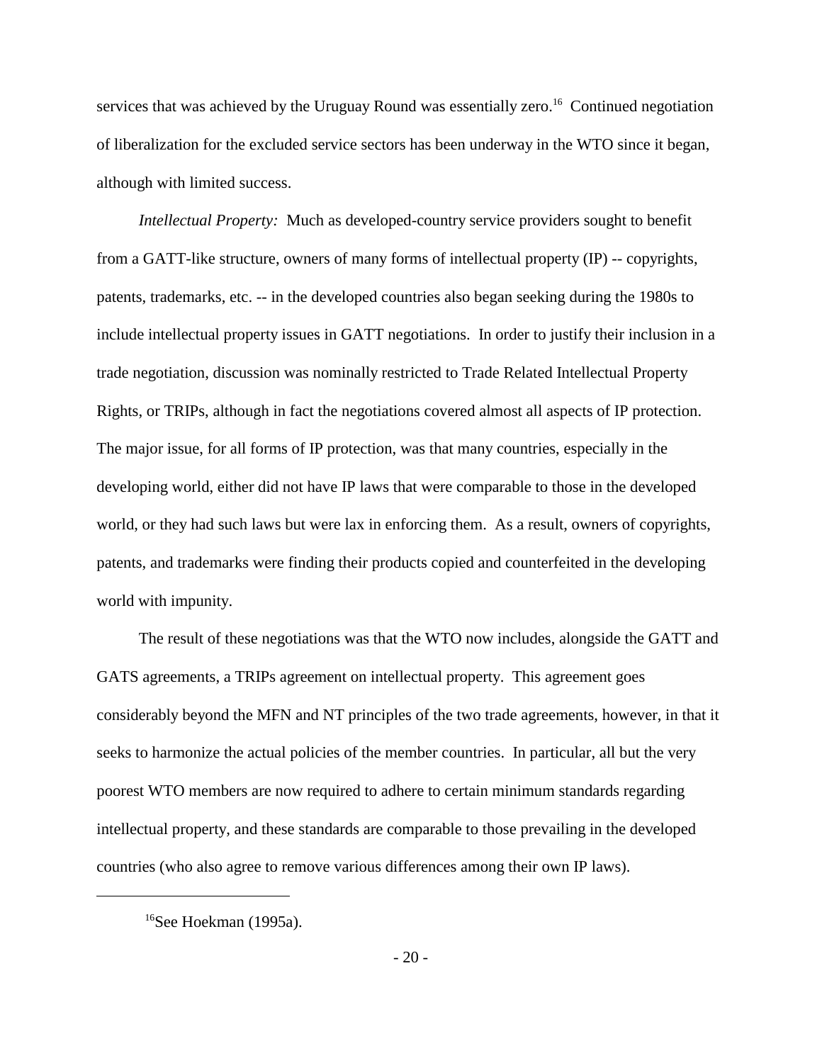services that was achieved by the Uruguay Round was essentially zero.[16] Continued negotiation of liberalization for the excluded service sectors has been underway in the WTO since it began, although with limited success.

*Intellectual Property:* Much as developed-country service providers sought to benefit from a GATT-like structure, owners of many forms of intellectual property (IP) -- copyrights, patents, trademarks, etc. -- in the developed countries also began seeking during the 1980s to include intellectual property issues in GATT negotiations. In order to justify their inclusion in a trade negotiation, discussion was nominally restricted to Trade Related Intellectual Property Rights, or TRIPs, although in fact the negotiations covered almost all aspects of IP protection. The major issue, for all forms of IP protection, was that many countries, especially in the developing world, either did not have IP laws that were comparable to those in the developed world, or they had such laws but were lax in enforcing them. As a result, owners of copyrights, patents, and trademarks were finding their products copied and counterfeited in the developing world with impunity.

The result of these negotiations was that the WTO now includes, alongside the GATT and GATS agreements, a TRIPs agreement on intellectual property. This agreement goes considerably beyond the MFN and NT principles of the two trade agreements, however, in that it seeks to harmonize the actual policies of the member countries. In particular, all but the very poorest WTO members are now required to adhere to certain minimum standards regarding intellectual property, and these standards are comparable to those prevailing in the developed countries (who also agree to remove various differences among their own IP laws).

[16]See Hoekman (1995a).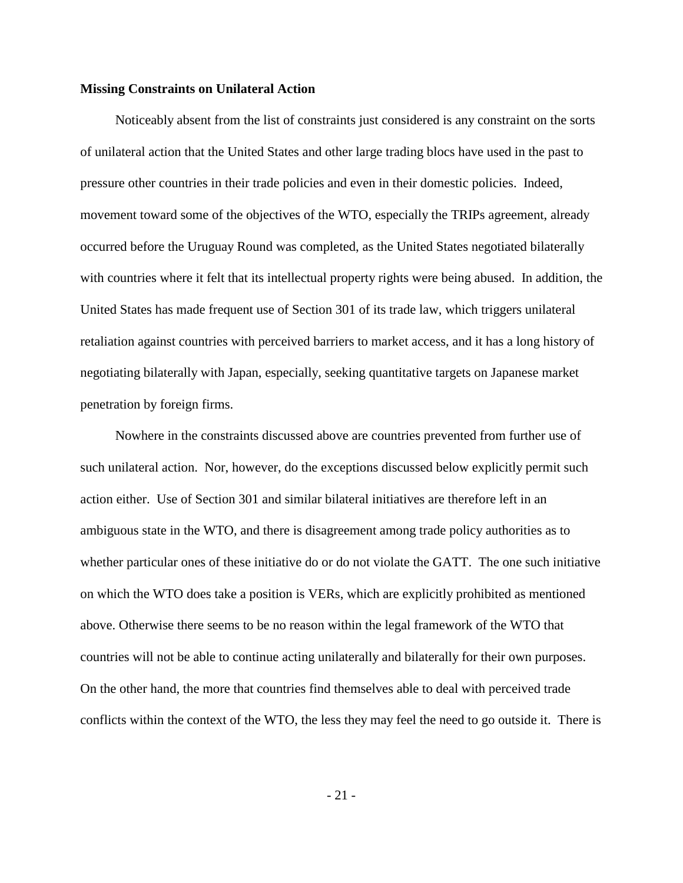**Missing Constraints on Unilateral Action**

Noticeably absent from the list of constraints just considered is any constraint on the sorts of unilateral action that the United States and other large trading blocs have used in the past to pressure other countries in their trade policies and even in their domestic policies. Indeed, movement toward some of the objectives of the WTO, especially the TRIPs agreement, already occurred before the Uruguay Round was completed, as the United States negotiated bilaterally with countries where it felt that its intellectual property rights were being abused. In addition, the United States has made frequent use of Section 301 of its trade law, which triggers unilateral retaliation against countries with perceived barriers to market access, and it has a long history of negotiating bilaterally with Japan, especially, seeking quantitative targets on Japanese market penetration by foreign firms.

Nowhere in the constraints discussed above are countries prevented from further use of such unilateral action. Nor, however, do the exceptions discussed below explicitly permit such action either. Use of Section 301 and similar bilateral initiatives are therefore left in an ambiguous state in the WTO, and there is disagreement among trade policy authorities as to whether particular ones of these initiative do or do not violate the GATT. The one such initiative on which the WTO does take a position is VERs, which are explicitly prohibited as mentioned above. Otherwise there seems to be no reason within the legal framework of the WTO that countries will not be able to continue acting unilaterally and bilaterally for their own purposes. On the other hand, the more that countries find themselves able to deal with perceived trade conflicts within the context of the WTO, the less they may feel the need to go outside it. There is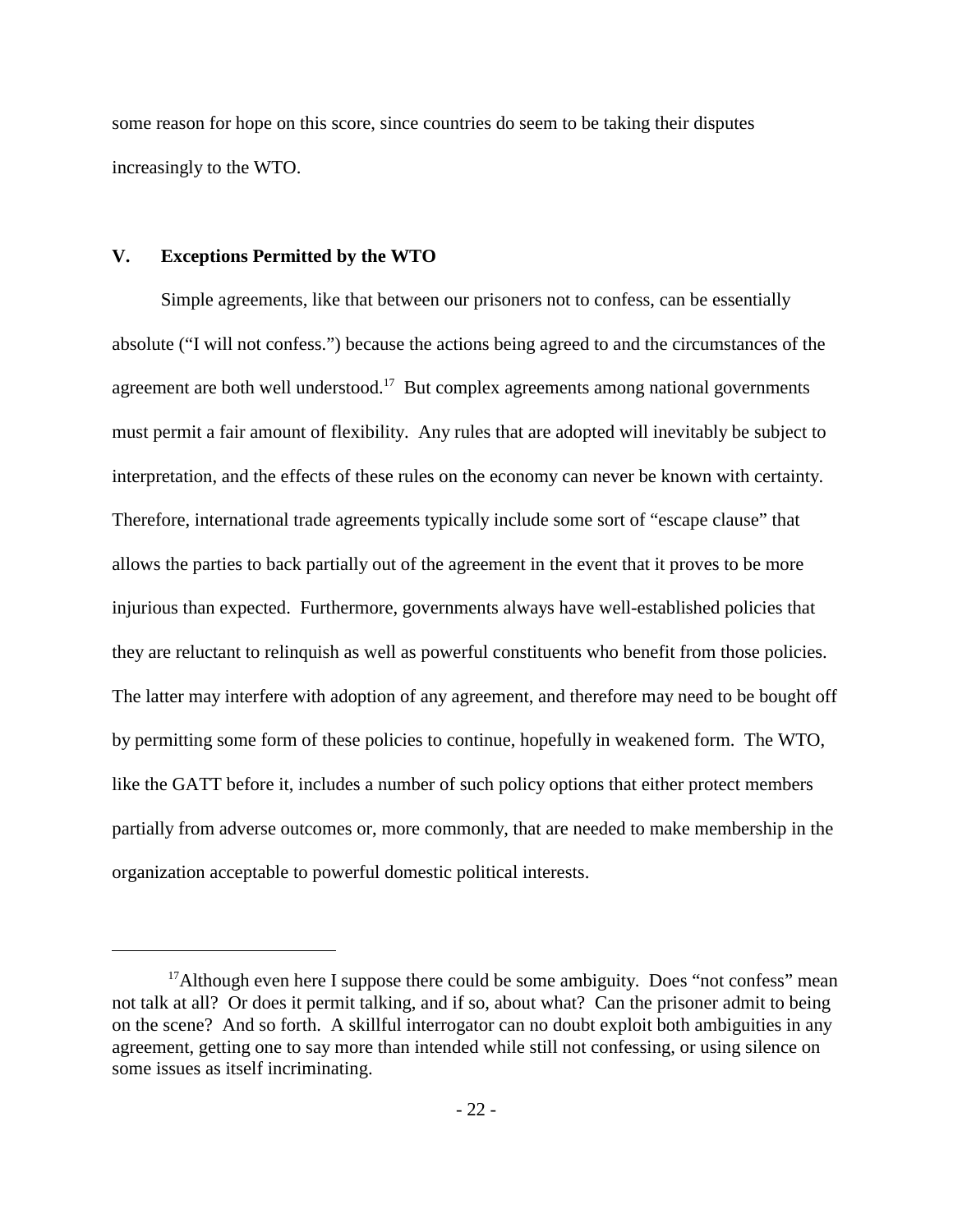some reason for hope on this score, since countries do seem to be taking their disputes increasingly to the WTO.

## V. Exceptions Permitted by the WTO

Simple agreements, like that between our prisoners not to confess, can be essentially absolute ("I will not confess.") because the actions being agreed to and the circumstances of the agreement are both well understood.[17] But complex agreements among national governments must permit a fair amount of flexibility. Any rules that are adopted will inevitably be subject to interpretation, and the effects of these rules on the economy can never be known with certainty. Therefore, international trade agreements typically include some sort of "escape clause" that allows the parties to back partially out of the agreement in the event that it proves to be more injurious than expected. Furthermore, governments always have well-established policies that they are reluctant to relinquish as well as powerful constituents who benefit from those policies. The latter may interfere with adoption of any agreement, and therefore may need to be bought off by permitting some form of these policies to continue, hopefully in weakened form. The WTO, like the GATT before it, includes a number of such policy options that either protect members partially from adverse outcomes or, more commonly, that are needed to make membership in the organization acceptable to powerful domestic political interests.

---

[17] Although even here I suppose there could be some ambiguity. Does "not confess" mean not talk at all? Or does it permit talking, and if so, about what? Can the prisoner admit to being on the scene? And so forth. A skillful interrogator can no doubt exploit both ambiguities in any agreement, getting one to say more than intended while still not confessing, or using silence on some issues as itself incriminating.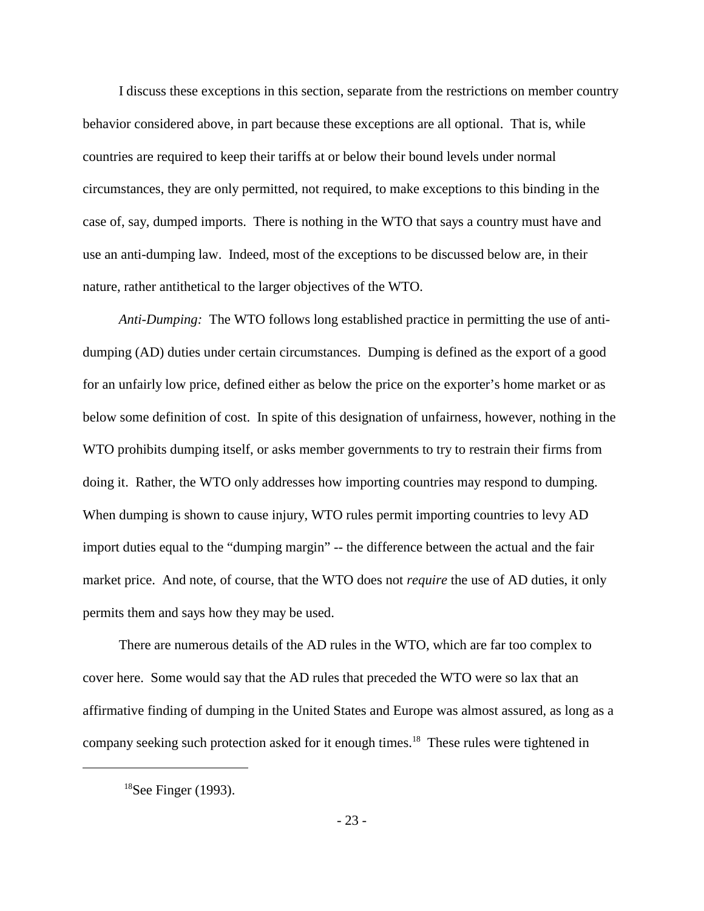I discuss these exceptions in this section, separate from the restrictions on member country behavior considered above, in part because these exceptions are all optional. That is, while countries are required to keep their tariffs at or below their bound levels under normal circumstances, they are only permitted, not required, to make exceptions to this binding in the case of, say, dumped imports. There is nothing in the WTO that says a country must have and use an anti-dumping law. Indeed, most of the exceptions to be discussed below are, in their nature, rather antithetical to the larger objectives of the WTO.

*Anti-Dumping:* The WTO follows long established practice in permitting the use of anti-dumping (AD) duties under certain circumstances. Dumping is defined as the export of a good for an unfairly low price, defined either as below the price on the exporter's home market or as below some definition of cost. In spite of this designation of unfairness, however, nothing in the WTO prohibits dumping itself, or asks member governments to try to restrain their firms from doing it. Rather, the WTO only addresses how importing countries may respond to dumping. When dumping is shown to cause injury, WTO rules permit importing countries to levy AD import duties equal to the "dumping margin" -- the difference between the actual and the fair market price. And note, of course, that the WTO does not *require* the use of AD duties, it only permits them and says how they may be used.

There are numerous details of the AD rules in the WTO, which are far too complex to cover here. Some would say that the AD rules that preceded the WTO were so lax that an affirmative finding of dumping in the United States and Europe was almost assured, as long as a company seeking such protection asked for it enough times.[18] These rules were tightened in

[18] See Finger (1993).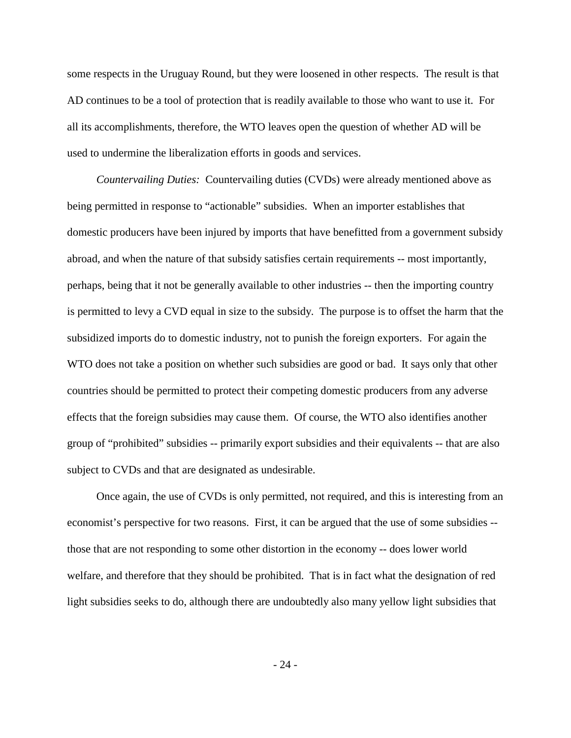some respects in the Uruguay Round, but they were loosened in other respects. The result is that AD continues to be a tool of protection that is readily available to those who want to use it. For all its accomplishments, therefore, the WTO leaves open the question of whether AD will be used to undermine the liberalization efforts in goods and services.

*Countervailing Duties:* Countervailing duties (CVDs) were already mentioned above as being permitted in response to "actionable" subsidies. When an importer establishes that domestic producers have been injured by imports that have benefitted from a government subsidy abroad, and when the nature of that subsidy satisfies certain requirements -- most importantly, perhaps, being that it not be generally available to other industries -- then the importing country is permitted to levy a CVD equal in size to the subsidy. The purpose is to offset the harm that the subsidized imports do to domestic industry, not to punish the foreign exporters. For again the WTO does not take a position on whether such subsidies are good or bad. It says only that other countries should be permitted to protect their competing domestic producers from any adverse effects that the foreign subsidies may cause them. Of course, the WTO also identifies another group of "prohibited" subsidies -- primarily export subsidies and their equivalents -- that are also subject to CVDs and that are designated as undesirable.

Once again, the use of CVDs is only permitted, not required, and this is interesting from an economist's perspective for two reasons. First, it can be argued that the use of some subsidies -- those that are not responding to some other distortion in the economy -- does lower world welfare, and therefore that they should be prohibited. That is in fact what the designation of red light subsidies seeks to do, although there are undoubtedly also many yellow light subsidies that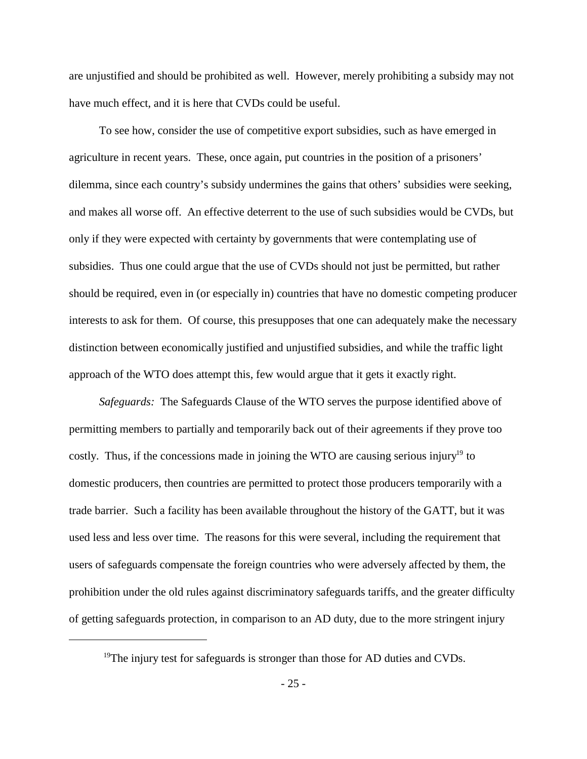are unjustified and should be prohibited as well. However, merely prohibiting a subsidy may not have much effect, and it is here that CVDs could be useful.

To see how, consider the use of competitive export subsidies, such as have emerged in agriculture in recent years. These, once again, put countries in the position of a prisoners' dilemma, since each country's subsidy undermines the gains that others' subsidies were seeking, and makes all worse off. An effective deterrent to the use of such subsidies would be CVDs, but only if they were expected with certainty by governments that were contemplating use of subsidies. Thus one could argue that the use of CVDs should not just be permitted, but rather should be required, even in (or especially in) countries that have no domestic competing producer interests to ask for them. Of course, this presupposes that one can adequately make the necessary distinction between economically justified and unjustified subsidies, and while the traffic light approach of the WTO does attempt this, few would argue that it gets it exactly right.

*Safeguards:* The Safeguards Clause of the WTO serves the purpose identified above of permitting members to partially and temporarily back out of their agreements if they prove too costly. Thus, if the concessions made in joining the WTO are causing serious injury[19] to domestic producers, then countries are permitted to protect those producers temporarily with a trade barrier. Such a facility has been available throughout the history of the GATT, but it was used less and less over time. The reasons for this were several, including the requirement that users of safeguards compensate the foreign countries who were adversely affected by them, the prohibition under the old rules against discriminatory safeguards tariffs, and the greater difficulty of getting safeguards protection, in comparison to an AD duty, due to the more stringent injury

[19] The injury test for safeguards is stronger than those for AD duties and CVDs.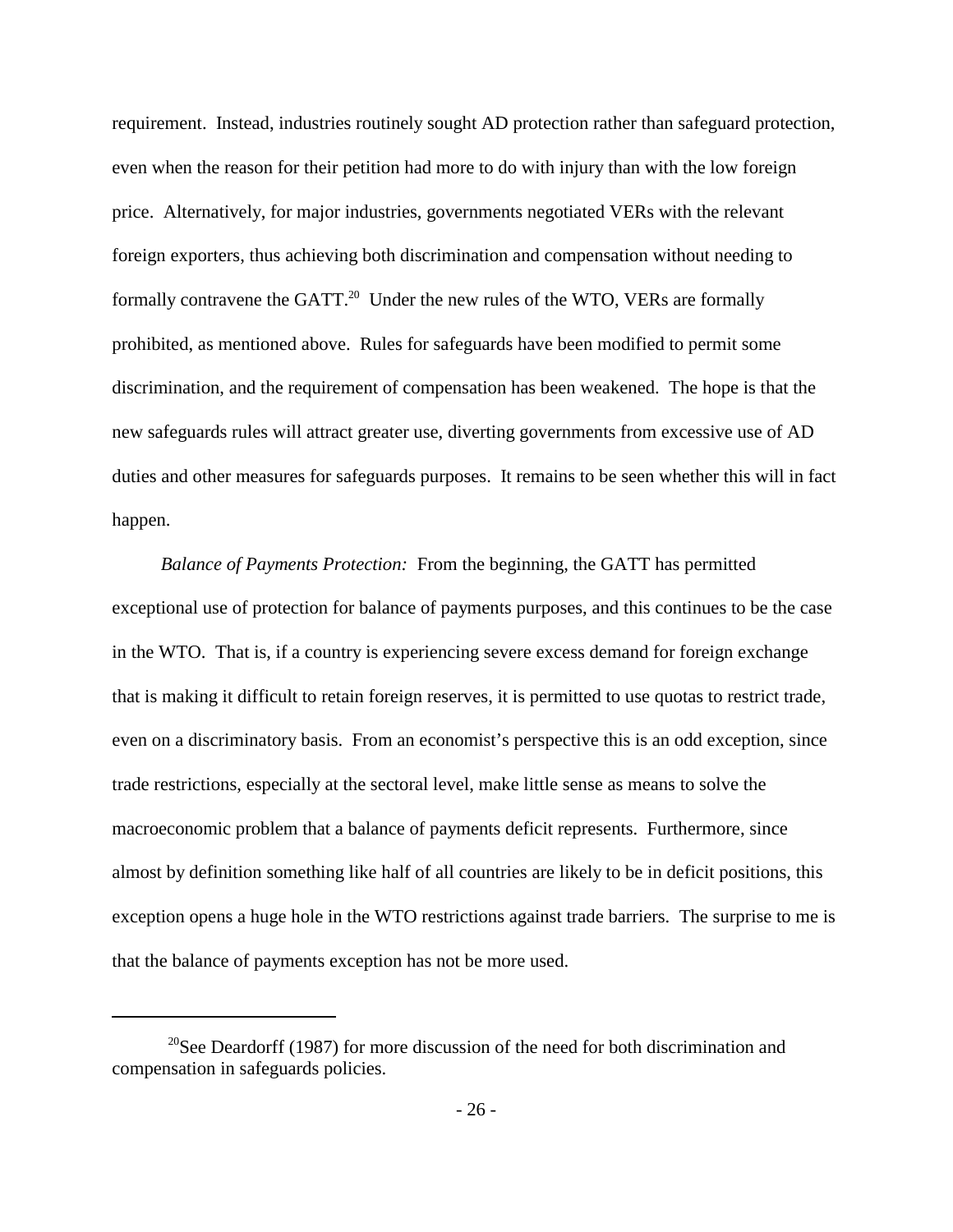requirement. Instead, industries routinely sought AD protection rather than safeguard protection, even when the reason for their petition had more to do with injury than with the low foreign price. Alternatively, for major industries, governments negotiated VERs with the relevant foreign exporters, thus achieving both discrimination and compensation without needing to formally contravene the GATT.[20] Under the new rules of the WTO, VERs are formally prohibited, as mentioned above. Rules for safeguards have been modified to permit some discrimination, and the requirement of compensation has been weakened. The hope is that the new safeguards rules will attract greater use, diverting governments from excessive use of AD duties and other measures for safeguards purposes. It remains to be seen whether this will in fact happen.

*Balance of Payments Protection:* From the beginning, the GATT has permitted exceptional use of protection for balance of payments purposes, and this continues to be the case in the WTO. That is, if a country is experiencing severe excess demand for foreign exchange that is making it difficult to retain foreign reserves, it is permitted to use quotas to restrict trade, even on a discriminatory basis. From an economist's perspective this is an odd exception, since trade restrictions, especially at the sectoral level, make little sense as means to solve the macroeconomic problem that a balance of payments deficit represents. Furthermore, since almost by definition something like half of all countries are likely to be in deficit positions, this exception opens a huge hole in the WTO restrictions against trade barriers. The surprise to me is that the balance of payments exception has not be more used.

---

[20] See Deardorff (1987) for more discussion of the need for both discrimination and compensation in safeguards policies.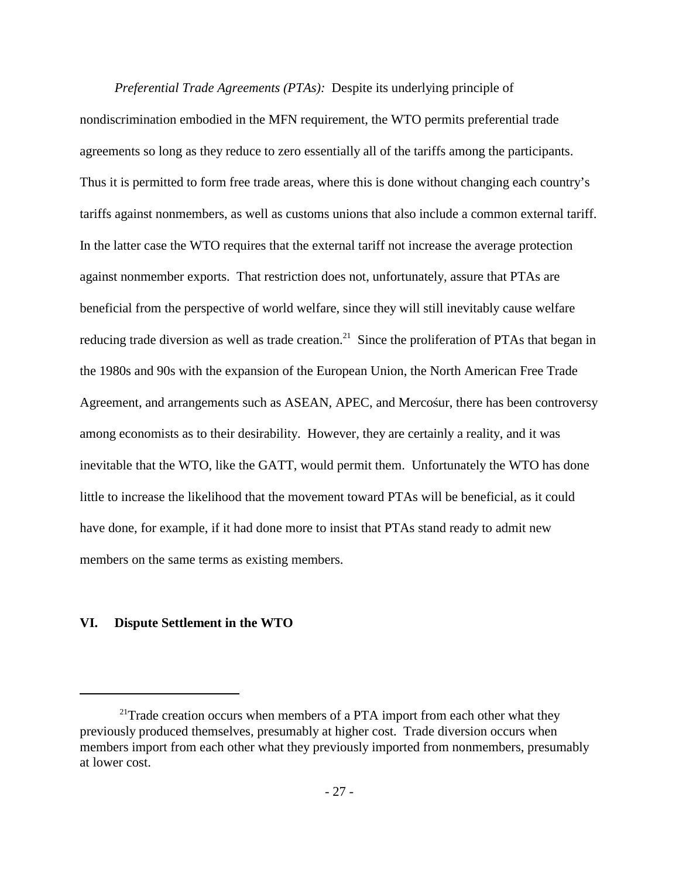*Preferential Trade Agreements (PTAs):* Despite its underlying principle of nondiscrimination embodied in the MFN requirement, the WTO permits preferential trade agreements so long as they reduce to zero essentially all of the tariffs among the participants. Thus it is permitted to form free trade areas, where this is done without changing each country's tariffs against nonmembers, as well as customs unions that also include a common external tariff. In the latter case the WTO requires that the external tariff not increase the average protection against nonmember exports. That restriction does not, unfortunately, assure that PTAs are beneficial from the perspective of world welfare, since they will still inevitably cause welfare reducing trade diversion as well as trade creation.[21] Since the proliferation of PTAs that began in the 1980s and 90s with the expansion of the European Union, the North American Free Trade Agreement, and arrangements such as ASEAN, APEC, and Mercośur, there has been controversy among economists as to their desirability. However, they are certainly a reality, and it was inevitable that the WTO, like the GATT, would permit them. Unfortunately the WTO has done little to increase the likelihood that the movement toward PTAs will be beneficial, as it could have done, for example, if it had done more to insist that PTAs stand ready to admit new members on the same terms as existing members.

## VI. Dispute Settlement in the WTO

[21] Trade creation occurs when members of a PTA import from each other what they previously produced themselves, presumably at higher cost. Trade diversion occurs when members import from each other what they previously imported from nonmembers, presumably at lower cost.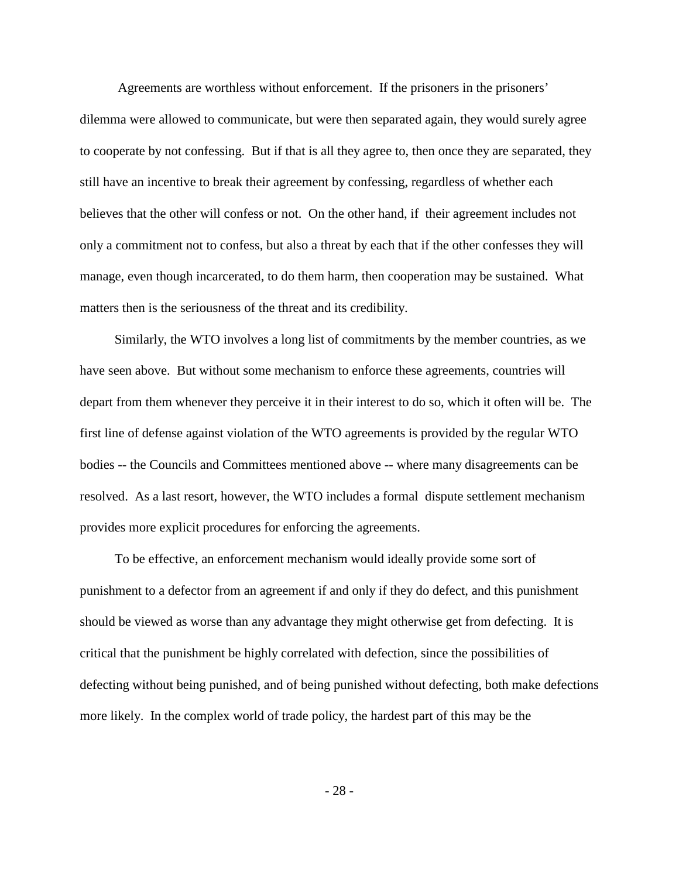Agreements are worthless without enforcement. If the prisoners in the prisoners' dilemma were allowed to communicate, but were then separated again, they would surely agree to cooperate by not confessing. But if that is all they agree to, then once they are separated, they still have an incentive to break their agreement by confessing, regardless of whether each believes that the other will confess or not. On the other hand, if their agreement includes not only a commitment not to confess, but also a threat by each that if the other confesses they will manage, even though incarcerated, to do them harm, then cooperation may be sustained. What matters then is the seriousness of the threat and its credibility.

Similarly, the WTO involves a long list of commitments by the member countries, as we have seen above. But without some mechanism to enforce these agreements, countries will depart from them whenever they perceive it in their interest to do so, which it often will be. The first line of defense against violation of the WTO agreements is provided by the regular WTO bodies -- the Councils and Committees mentioned above -- where many disagreements can be resolved. As a last resort, however, the WTO includes a formal dispute settlement mechanism provides more explicit procedures for enforcing the agreements.

To be effective, an enforcement mechanism would ideally provide some sort of punishment to a defector from an agreement if and only if they do defect, and this punishment should be viewed as worse than any advantage they might otherwise get from defecting. It is critical that the punishment be highly correlated with defection, since the possibilities of defecting without being punished, and of being punished without defecting, both make defections more likely. In the complex world of trade policy, the hardest part of this may be the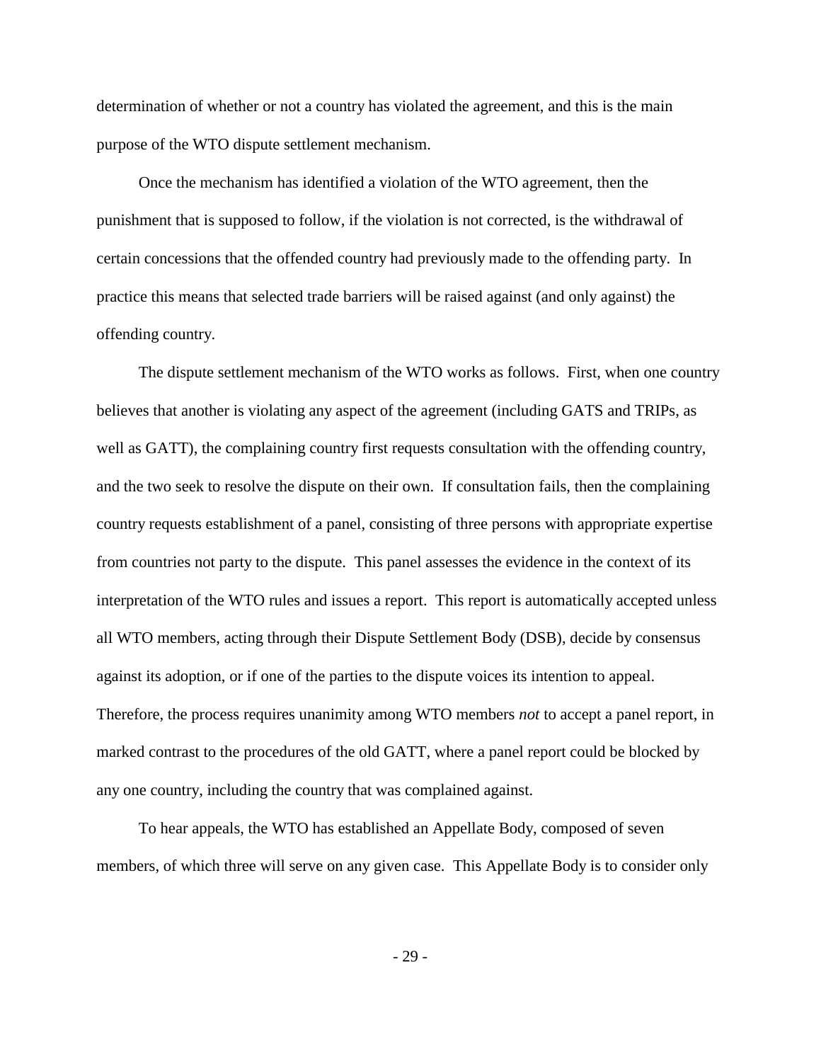determination of whether or not a country has violated the agreement, and this is the main purpose of the WTO dispute settlement mechanism.

Once the mechanism has identified a violation of the WTO agreement, then the punishment that is supposed to follow, if the violation is not corrected, is the withdrawal of certain concessions that the offended country had previously made to the offending party. In practice this means that selected trade barriers will be raised against (and only against) the offending country.

The dispute settlement mechanism of the WTO works as follows. First, when one country believes that another is violating any aspect of the agreement (including GATS and TRIPs, as well as GATT), the complaining country first requests consultation with the offending country, and the two seek to resolve the dispute on their own. If consultation fails, then the complaining country requests establishment of a panel, consisting of three persons with appropriate expertise from countries not party to the dispute. This panel assesses the evidence in the context of its interpretation of the WTO rules and issues a report. This report is automatically accepted unless all WTO members, acting through their Dispute Settlement Body (DSB), decide by consensus against its adoption, or if one of the parties to the dispute voices its intention to appeal. Therefore, the process requires unanimity among WTO members *not* to accept a panel report, in marked contrast to the procedures of the old GATT, where a panel report could be blocked by any one country, including the country that was complained against.

To hear appeals, the WTO has established an Appellate Body, composed of seven members, of which three will serve on any given case. This Appellate Body is to consider only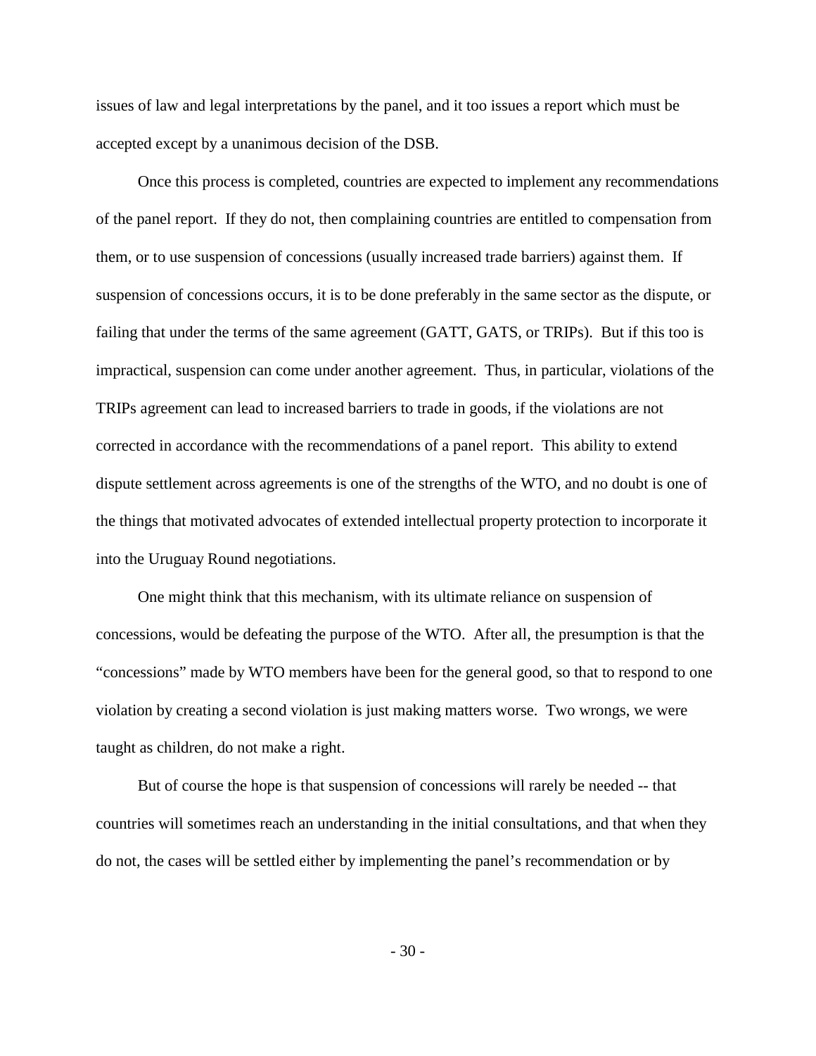issues of law and legal interpretations by the panel, and it too issues a report which must be accepted except by a unanimous decision of the DSB.

Once this process is completed, countries are expected to implement any recommendations of the panel report. If they do not, then complaining countries are entitled to compensation from them, or to use suspension of concessions (usually increased trade barriers) against them. If suspension of concessions occurs, it is to be done preferably in the same sector as the dispute, or failing that under the terms of the same agreement (GATT, GATS, or TRIPs). But if this too is impractical, suspension can come under another agreement. Thus, in particular, violations of the TRIPs agreement can lead to increased barriers to trade in goods, if the violations are not corrected in accordance with the recommendations of a panel report. This ability to extend dispute settlement across agreements is one of the strengths of the WTO, and no doubt is one of the things that motivated advocates of extended intellectual property protection to incorporate it into the Uruguay Round negotiations.

One might think that this mechanism, with its ultimate reliance on suspension of concessions, would be defeating the purpose of the WTO. After all, the presumption is that the "concessions" made by WTO members have been for the general good, so that to respond to one violation by creating a second violation is just making matters worse. Two wrongs, we were taught as children, do not make a right.

But of course the hope is that suspension of concessions will rarely be needed -- that countries will sometimes reach an understanding in the initial consultations, and that when they do not, the cases will be settled either by implementing the panel's recommendation or by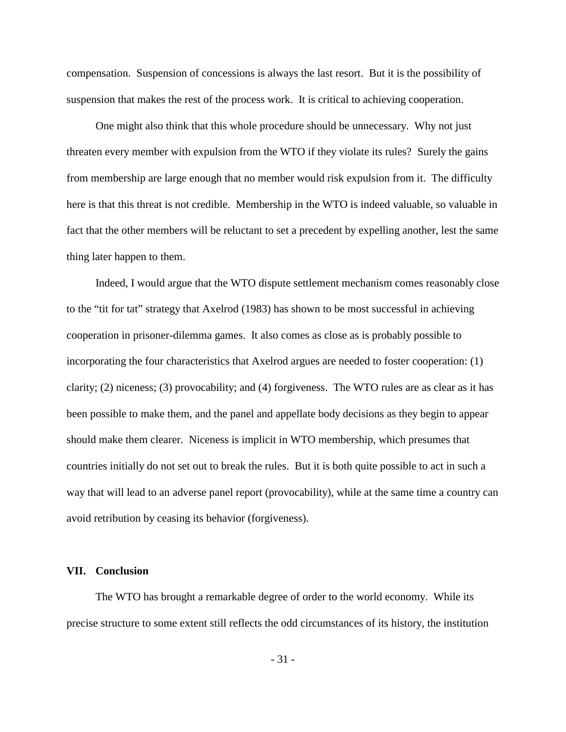compensation. Suspension of concessions is always the last resort. But it is the possibility of suspension that makes the rest of the process work. It is critical to achieving cooperation.

One might also think that this whole procedure should be unnecessary. Why not just threaten every member with expulsion from the WTO if they violate its rules? Surely the gains from membership are large enough that no member would risk expulsion from it. The difficulty here is that this threat is not credible. Membership in the WTO is indeed valuable, so valuable in fact that the other members will be reluctant to set a precedent by expelling another, lest the same thing later happen to them.

Indeed, I would argue that the WTO dispute settlement mechanism comes reasonably close to the "tit for tat" strategy that Axelrod (1983) has shown to be most successful in achieving cooperation in prisoner-dilemma games. It also comes as close as is probably possible to incorporating the four characteristics that Axelrod argues are needed to foster cooperation: (1) clarity; (2) niceness; (3) provocability; and (4) forgiveness. The WTO rules are as clear as it has been possible to make them, and the panel and appellate body decisions as they begin to appear should make them clearer. Niceness is implicit in WTO membership, which presumes that countries initially do not set out to break the rules. But it is both quite possible to act in such a way that will lead to an adverse panel report (provocability), while at the same time a country can avoid retribution by ceasing its behavior (forgiveness).

## VII. Conclusion

The WTO has brought a remarkable degree of order to the world economy. While its precise structure to some extent still reflects the odd circumstances of its history, the institution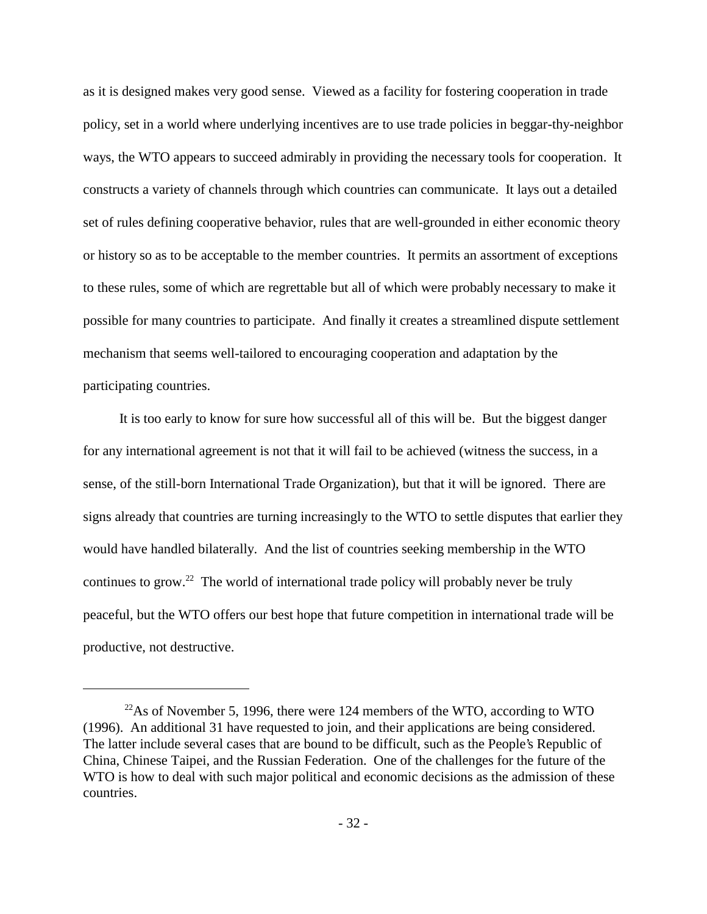as it is designed makes very good sense. Viewed as a facility for fostering cooperation in trade policy, set in a world where underlying incentives are to use trade policies in beggar-thy-neighbor ways, the WTO appears to succeed admirably in providing the necessary tools for cooperation. It constructs a variety of channels through which countries can communicate. It lays out a detailed set of rules defining cooperative behavior, rules that are well-grounded in either economic theory or history so as to be acceptable to the member countries. It permits an assortment of exceptions to these rules, some of which are regrettable but all of which were probably necessary to make it possible for many countries to participate. And finally it creates a streamlined dispute settlement mechanism that seems well-tailored to encouraging cooperation and adaptation by the participating countries.

It is too early to know for sure how successful all of this will be. But the biggest danger for any international agreement is not that it will fail to be achieved (witness the success, in a sense, of the still-born International Trade Organization), but that it will be ignored. There are signs already that countries are turning increasingly to the WTO to settle disputes that earlier they would have handled bilaterally. And the list of countries seeking membership in the WTO continues to grow.[22] The world of international trade policy will probably never be truly peaceful, but the WTO offers our best hope that future competition in international trade will be productive, not destructive.

---

[22]As of November 5, 1996, there were 124 members of the WTO, according to WTO (1996). An additional 31 have requested to join, and their applications are being considered. The latter include several cases that are bound to be difficult, such as the People's Republic of China, Chinese Taipei, and the Russian Federation. One of the challenges for the future of the WTO is how to deal with such major political and economic decisions as the admission of these countries.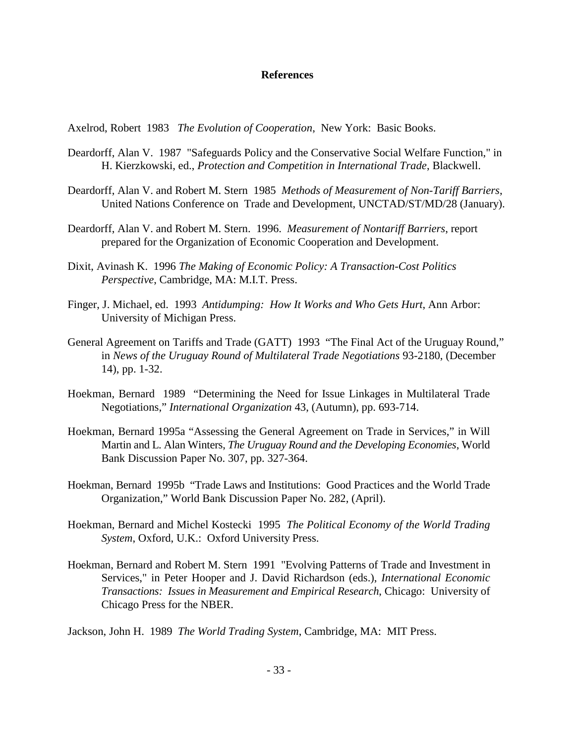## References

Axelrod, Robert 1983 *The Evolution of Cooperation*, New York: Basic Books.

Deardorff, Alan V. 1987 "Safeguards Policy and the Conservative Social Welfare Function," in H. Kierzkowski, ed., *Protection and Competition in International Trade,* Blackwell.

Deardorff, Alan V. and Robert M. Stern 1985 *Methods of Measurement of Non-Tariff Barriers*, United Nations Conference on Trade and Development, UNCTAD/ST/MD/28 (January).

Deardorff, Alan V. and Robert M. Stern. 1996. *Measurement of Nontariff Barriers*, report prepared for the Organization of Economic Cooperation and Development.

Dixit, Avinash K. 1996 *The Making of Economic Policy: A Transaction-Cost Politics Perspective*, Cambridge, MA: M.I.T. Press.

Finger, J. Michael, ed. 1993 *Antidumping: How It Works and Who Gets Hurt*, Ann Arbor: University of Michigan Press.

General Agreement on Tariffs and Trade (GATT) 1993 "The Final Act of the Uruguay Round," in *News of the Uruguay Round of Multilateral Trade Negotiations* 93-2180, (December 14), pp. 1-32.

Hoekman, Bernard 1989 "Determining the Need for Issue Linkages in Multilateral Trade Negotiations," *International Organization* 43, (Autumn), pp. 693-714.

Hoekman, Bernard 1995a "Assessing the General Agreement on Trade in Services," in Will Martin and L. Alan Winters, *The Uruguay Round and the Developing Economies*, World Bank Discussion Paper No. 307, pp. 327-364.

Hoekman, Bernard 1995b "Trade Laws and Institutions: Good Practices and the World Trade Organization," World Bank Discussion Paper No. 282, (April).

Hoekman, Bernard and Michel Kostecki 1995 *The Political Economy of the World Trading System*, Oxford, U.K.: Oxford University Press.

Hoekman, Bernard and Robert M. Stern 1991 "Evolving Patterns of Trade and Investment in Services," in Peter Hooper and J. David Richardson (eds.), *International Economic Transactions: Issues in Measurement and Empirical Research*, Chicago: University of Chicago Press for the NBER.

Jackson, John H. 1989 *The World Trading System*, Cambridge, MA: MIT Press.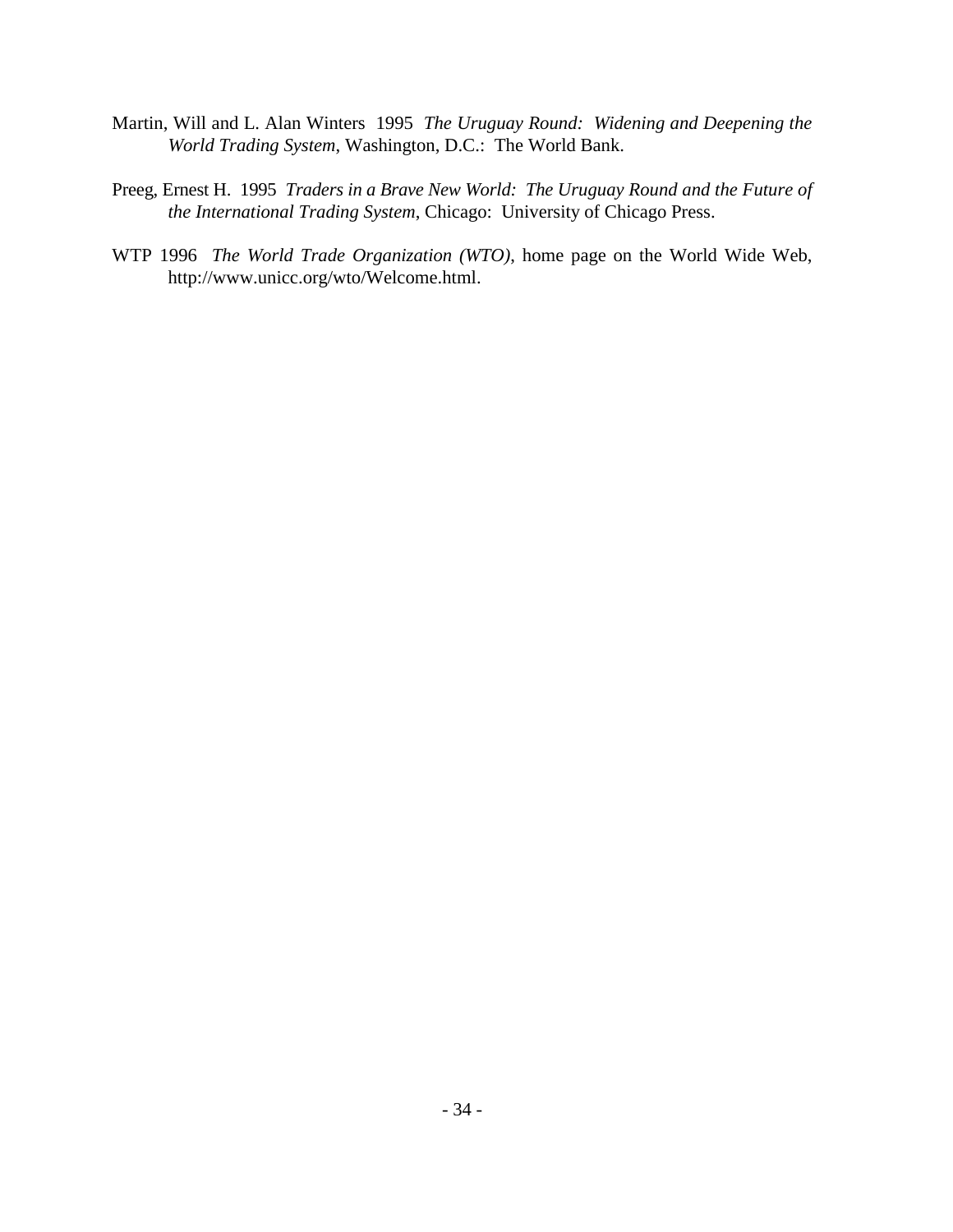Martin, Will and L. Alan Winters  1995  *The Uruguay Round:  Widening and Deepening the World Trading System*, Washington, D.C.:  The World Bank.

Preeg, Ernest H.  1995  *Traders in a Brave New World:  The Uruguay Round and the Future of the International Trading System*, Chicago:  University of Chicago Press.

WTP 1996  *The World Trade Organization (WTO)*, home page on the World Wide Web, http://www.unicc.org/wto/Welcome.html.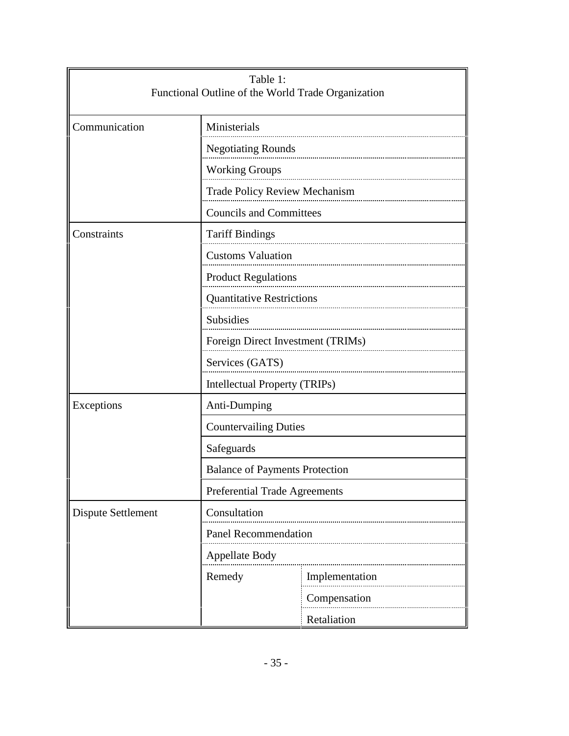Table 1:
Functional Outline of the World Trade Organization

| | | |
|---|---|---|
| Communication | Ministerials | |
| | Negotiating Rounds | |
| | Working Groups | |
| | Trade Policy Review Mechanism | |
| | Councils and Committees | |
| Constraints | Tariff Bindings | |
| | Customs Valuation | |
| | Product Regulations | |
| | Quantitative Restrictions | |
| | Subsidies | |
| | Foreign Direct Investment (TRIMs) | |
| | Services (GATS) | |
| | Intellectual Property (TRIPs) | |
| Exceptions | Anti-Dumping | |
| | Countervailing Duties | |
| | Safeguards | |
| | Balance of Payments Protection | |
| | Preferential Trade Agreements | |
| Dispute Settlement | Consultation | |
| | Panel Recommendation | |
| | Appellate Body | |
| | Remedy | Implementation |
| | | Compensation |
| | | Retaliation |